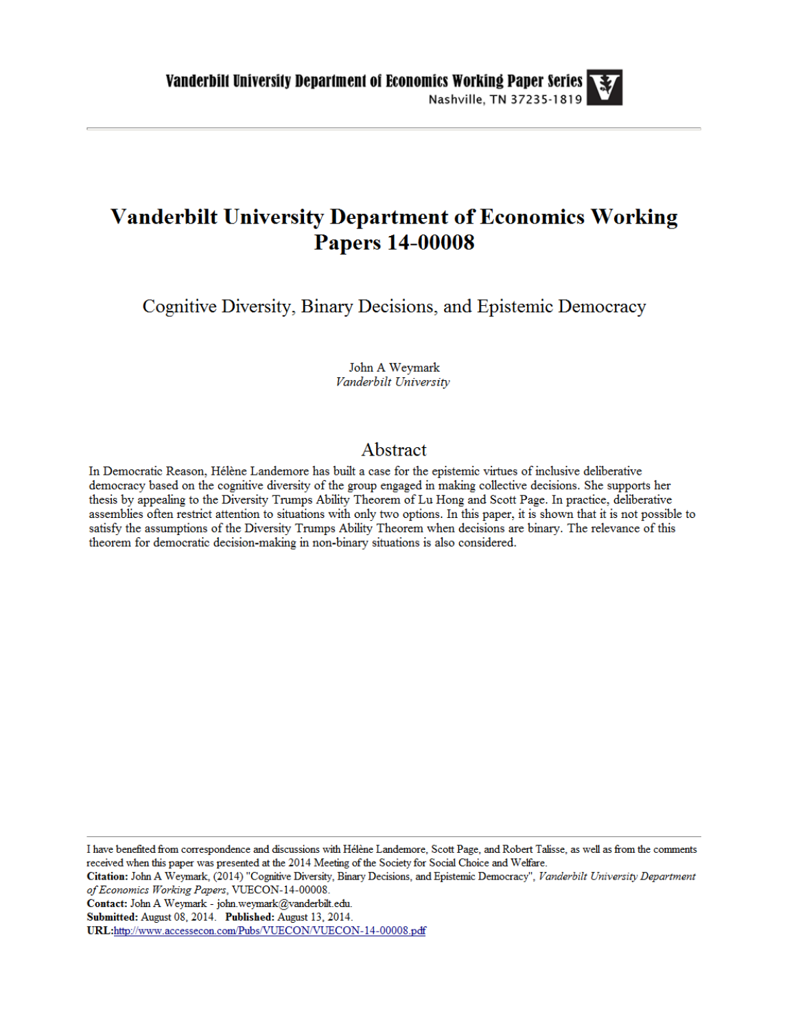Vanderbilt University Department of Economics Working Paper Series
Nashville, TN 37235-1819

# Vanderbilt University Department of Economics Working Papers 14-00008

## Cognitive Diversity, Binary Decisions, and Epistemic Democracy

John A Weymark
*Vanderbilt University*

## Abstract

In Democratic Reason, Hélène Landemore has built a case for the epistemic virtues of inclusive deliberative democracy based on the cognitive diversity of the group engaged in making collective decisions. She supports her thesis by appealing to the Diversity Trumps Ability Theorem of Lu Hong and Scott Page. In practice, deliberative assemblies often restrict attention to situations with only two options. In this paper, it is shown that it is not possible to satisfy the assumptions of the Diversity Trumps Ability Theorem when decisions are binary. The relevance of this theorem for democratic decision-making in non-binary situations is also considered.

---

I have benefited from correspondence and discussions with Hélène Landemore, Scott Page, and Robert Talisse, as well as from the comments received when this paper was presented at the 2014 Meeting of the Society for Social Choice and Welfare.
**Citation:** John A Weymark, (2014) ''Cognitive Diversity, Binary Decisions, and Epistemic Democracy'', *Vanderbilt University Department of Economics Working Papers*, VUECON-14-00008.
**Contact:** John A Weymark - john.weymark@vanderbilt.edu.
**Submitted:** August 08, 2014. **Published:** August 13, 2014.
**URL:** http://www.accessecon.com/Pubs/VUECON/VUECON-14-00008.pdf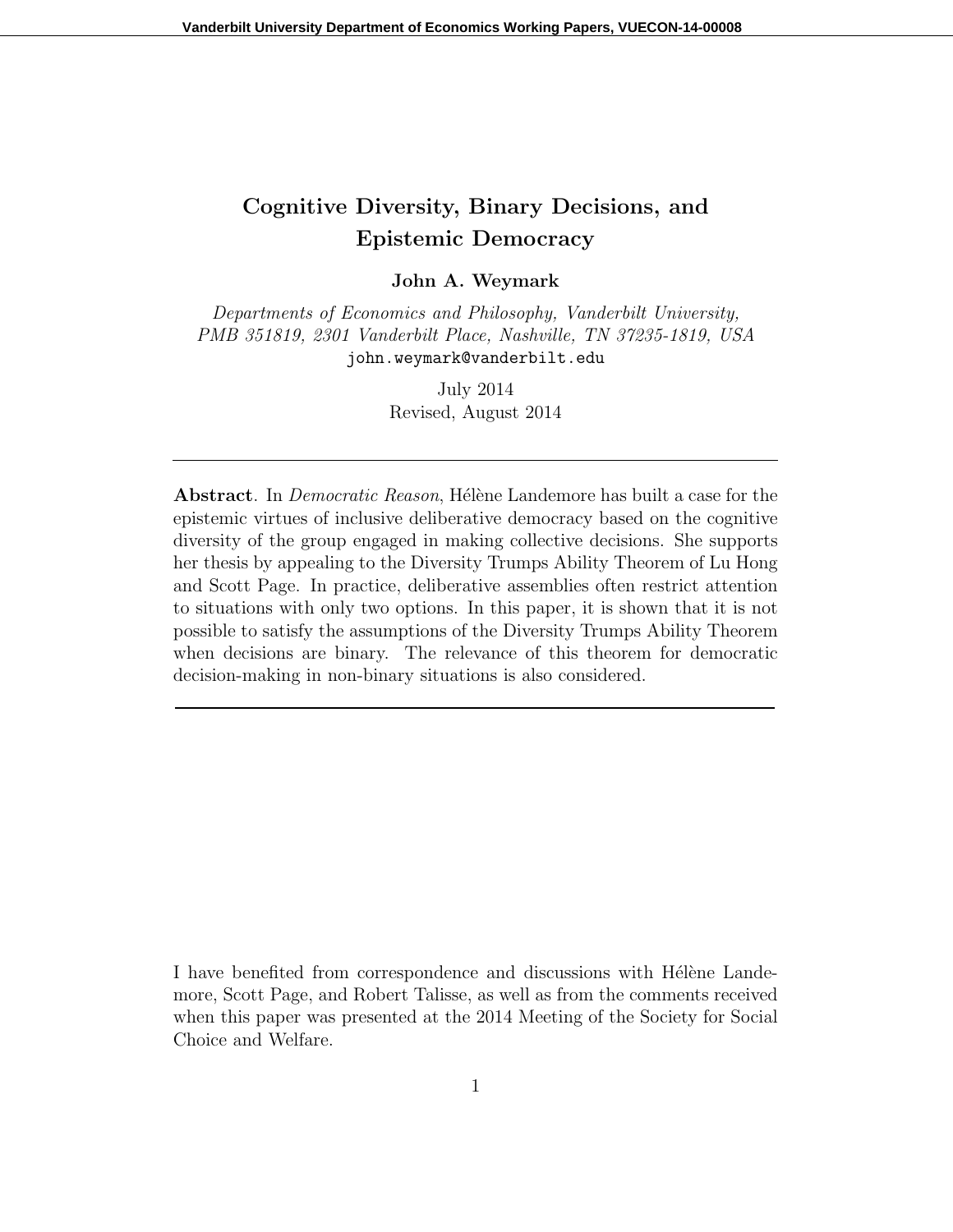# Cognitive Diversity, Binary Decisions, and Epistemic Democracy

**John A. Weymark**

*Departments of Economics and Philosophy, Vanderbilt University, PMB 351819, 2301 Vanderbilt Place, Nashville, TN 37235-1819, USA*
john.weymark@vanderbilt.edu

July 2014
Revised, August 2014

---

**Abstract**. In *Democratic Reason*, Hélène Landemore has built a case for the epistemic virtues of inclusive deliberative democracy based on the cognitive diversity of the group engaged in making collective decisions. She supports her thesis by appealing to the Diversity Trumps Ability Theorem of Lu Hong and Scott Page. In practice, deliberative assemblies often restrict attention to situations with only two options. In this paper, it is shown that it is not possible to satisfy the assumptions of the Diversity Trumps Ability Theorem when decisions are binary. The relevance of this theorem for democratic decision-making in non-binary situations is also considered.

---

I have benefited from correspondence and discussions with Hélène Landemore, Scott Page, and Robert Talisse, as well as from the comments received when this paper was presented at the 2014 Meeting of the Society for Social Choice and Welfare.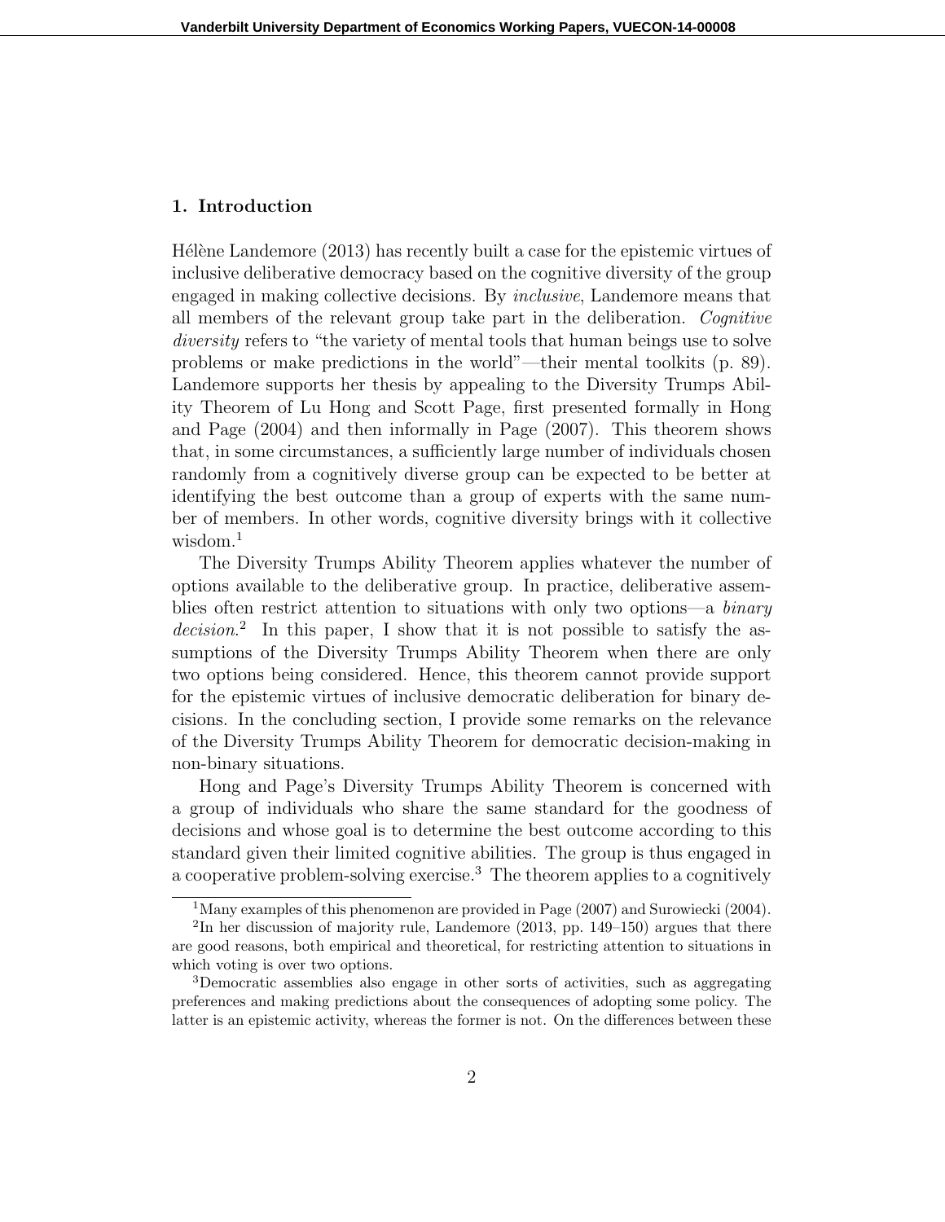## 1. Introduction

Hélène Landemore (2013) has recently built a case for the epistemic virtues of inclusive deliberative democracy based on the cognitive diversity of the group engaged in making collective decisions. By *inclusive*, Landemore means that all members of the relevant group take part in the deliberation. *Cognitive diversity* refers to "the variety of mental tools that human beings use to solve problems or make predictions in the world"—their mental toolkits (p. 89). Landemore supports her thesis by appealing to the Diversity Trumps Ability Theorem of Lu Hong and Scott Page, first presented formally in Hong and Page (2004) and then informally in Page (2007). This theorem shows that, in some circumstances, a sufficiently large number of individuals chosen randomly from a cognitively diverse group can be expected to be better at identifying the best outcome than a group of experts with the same number of members. In other words, cognitive diversity brings with it collective wisdom.[1]

The Diversity Trumps Ability Theorem applies whatever the number of options available to the deliberative group. In practice, deliberative assemblies often restrict attention to situations with only two options—a *binary decision*.[2] In this paper, I show that it is not possible to satisfy the assumptions of the Diversity Trumps Ability Theorem when there are only two options being considered. Hence, this theorem cannot provide support for the epistemic virtues of inclusive democratic deliberation for binary decisions. In the concluding section, I provide some remarks on the relevance of the Diversity Trumps Ability Theorem for democratic decision-making in non-binary situations.

Hong and Page's Diversity Trumps Ability Theorem is concerned with a group of individuals who share the same standard for the goodness of decisions and whose goal is to determine the best outcome according to this standard given their limited cognitive abilities. The group is thus engaged in a cooperative problem-solving exercise.[3] The theorem applies to a cognitively

[1] Many examples of this phenomenon are provided in Page (2007) and Surowiecki (2004).

[2] In her discussion of majority rule, Landemore (2013, pp. 149–150) argues that there are good reasons, both empirical and theoretical, for restricting attention to situations in which voting is over two options.

[3] Democratic assemblies also engage in other sorts of activities, such as aggregating preferences and making predictions about the consequences of adopting some policy. The latter is an epistemic activity, whereas the former is not. On the differences between these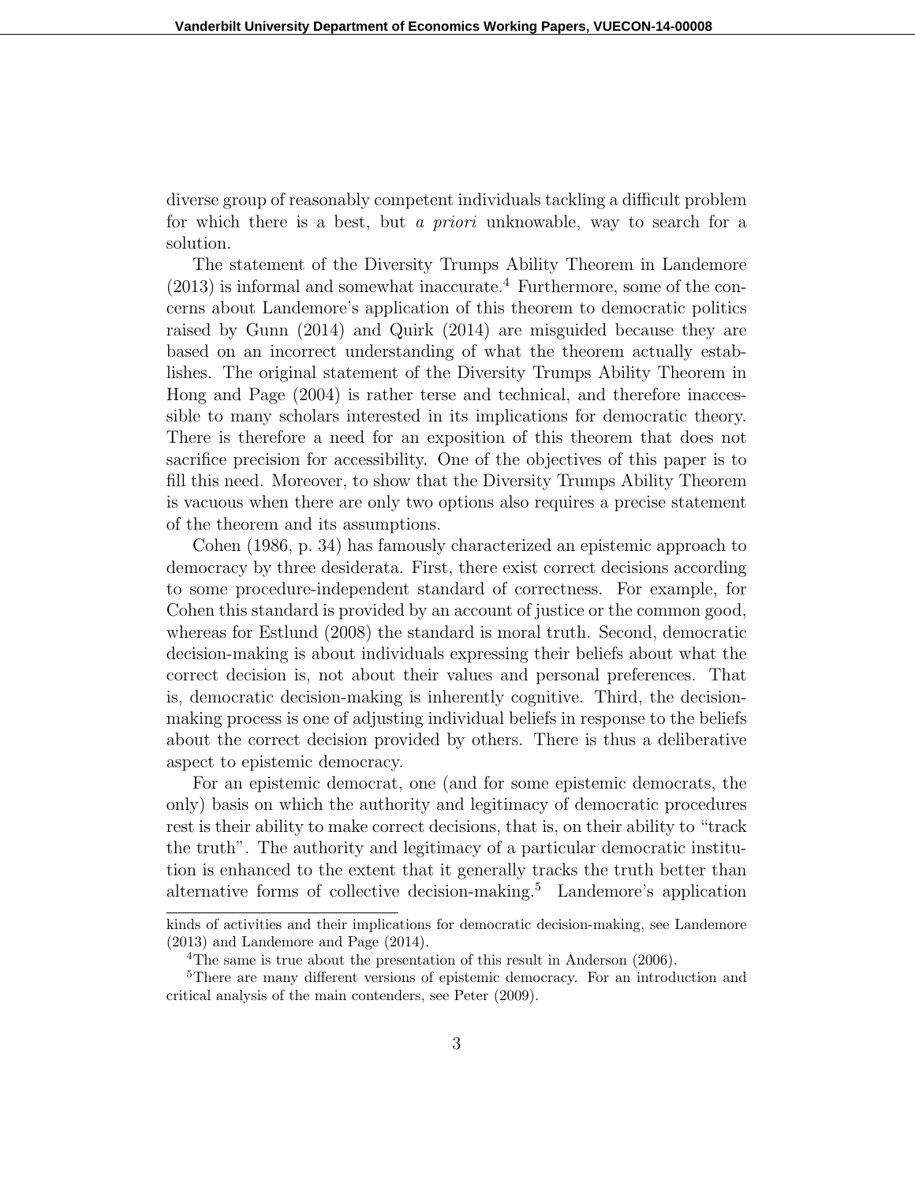diverse group of reasonably competent individuals tackling a difficult problem for which there is a best, but *a priori* unknowable, way to search for a solution.

The statement of the Diversity Trumps Ability Theorem in Landemore (2013) is informal and somewhat inaccurate.[4] Furthermore, some of the concerns about Landemore's application of this theorem to democratic politics raised by Gunn (2014) and Quirk (2014) are misguided because they are based on an incorrect understanding of what the theorem actually establishes. The original statement of the Diversity Trumps Ability Theorem in Hong and Page (2004) is rather terse and technical, and therefore inaccessible to many scholars interested in its implications for democratic theory. There is therefore a need for an exposition of this theorem that does not sacrifice precision for accessibility. One of the objectives of this paper is to fill this need. Moreover, to show that the Diversity Trumps Ability Theorem is vacuous when there are only two options also requires a precise statement of the theorem and its assumptions.

Cohen (1986, p. 34) has famously characterized an epistemic approach to democracy by three desiderata. First, there exist correct decisions according to some procedure-independent standard of correctness. For example, for Cohen this standard is provided by an account of justice or the common good, whereas for Estlund (2008) the standard is moral truth. Second, democratic decision-making is about individuals expressing their beliefs about what the correct decision is, not about their values and personal preferences. That is, democratic decision-making is inherently cognitive. Third, the decision-making process is one of adjusting individual beliefs in response to the beliefs about the correct decision provided by others. There is thus a deliberative aspect to epistemic democracy.

For an epistemic democrat, one (and for some epistemic democrats, the only) basis on which the authority and legitimacy of democratic procedures rest is their ability to make correct decisions, that is, on their ability to "track the truth". The authority and legitimacy of a particular democratic institution is enhanced to the extent that it generally tracks the truth better than alternative forms of collective decision-making.[5] Landemore's application

---

kinds of activities and their implications for democratic decision-making, see Landemore (2013) and Landemore and Page (2014).

[4] The same is true about the presentation of this result in Anderson (2006).

[5] There are many different versions of epistemic democracy. For an introduction and critical analysis of the main contenders, see Peter (2009).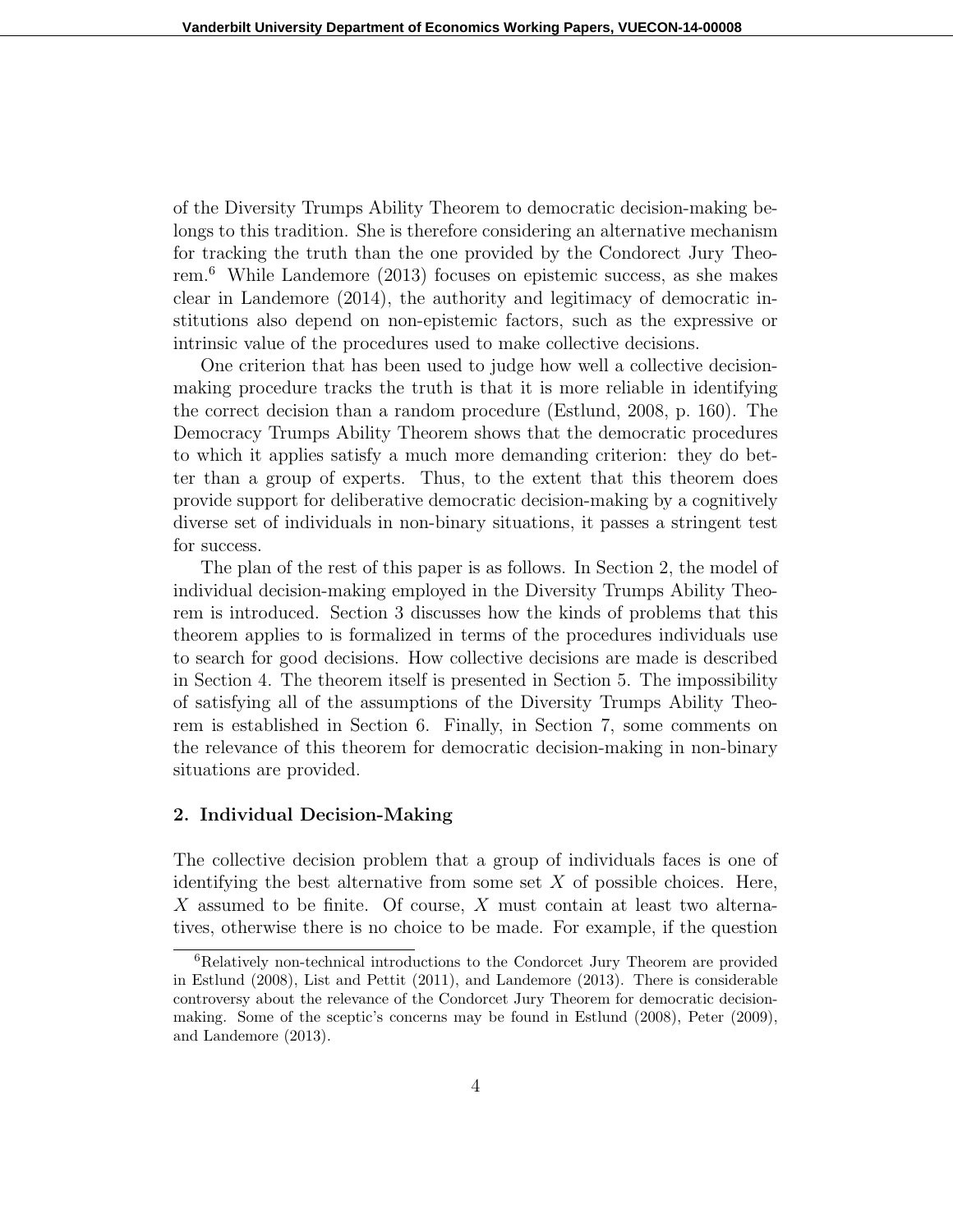of the Diversity Trumps Ability Theorem to democratic decision-making belongs to this tradition. She is therefore considering an alternative mechanism for tracking the truth than the one provided by the Condorect Jury Theorem.[6] While Landemore (2013) focuses on epistemic success, as she makes clear in Landemore (2014), the authority and legitimacy of democratic institutions also depend on non-epistemic factors, such as the expressive or intrinsic value of the procedures used to make collective decisions.

One criterion that has been used to judge how well a collective decision-making procedure tracks the truth is that it is more reliable in identifying the correct decision than a random procedure (Estlund, 2008, p. 160). The Democracy Trumps Ability Theorem shows that the democratic procedures to which it applies satisfy a much more demanding criterion: they do better than a group of experts. Thus, to the extent that this theorem does provide support for deliberative democratic decision-making by a cognitively diverse set of individuals in non-binary situations, it passes a stringent test for success.

The plan of the rest of this paper is as follows. In Section 2, the model of individual decision-making employed in the Diversity Trumps Ability Theorem is introduced. Section 3 discusses how the kinds of problems that this theorem applies to is formalized in terms of the procedures individuals use to search for good decisions. How collective decisions are made is described in Section 4. The theorem itself is presented in Section 5. The impossibility of satisfying all of the assumptions of the Diversity Trumps Ability Theorem is established in Section 6. Finally, in Section 7, some comments on the relevance of this theorem for democratic decision-making in non-binary situations are provided.

## 2. Individual Decision-Making

The collective decision problem that a group of individuals faces is one of identifying the best alternative from some set $X$ of possible choices. Here, $X$ assumed to be finite. Of course, $X$ must contain at least two alternatives, otherwise there is no choice to be made. For example, if the question

[6] Relatively non-technical introductions to the Condorcet Jury Theorem are provided in Estlund (2008), List and Pettit (2011), and Landemore (2013). There is considerable controversy about the relevance of the Condorcet Jury Theorem for democratic decision-making. Some of the sceptic's concerns may be found in Estlund (2008), Peter (2009), and Landemore (2013).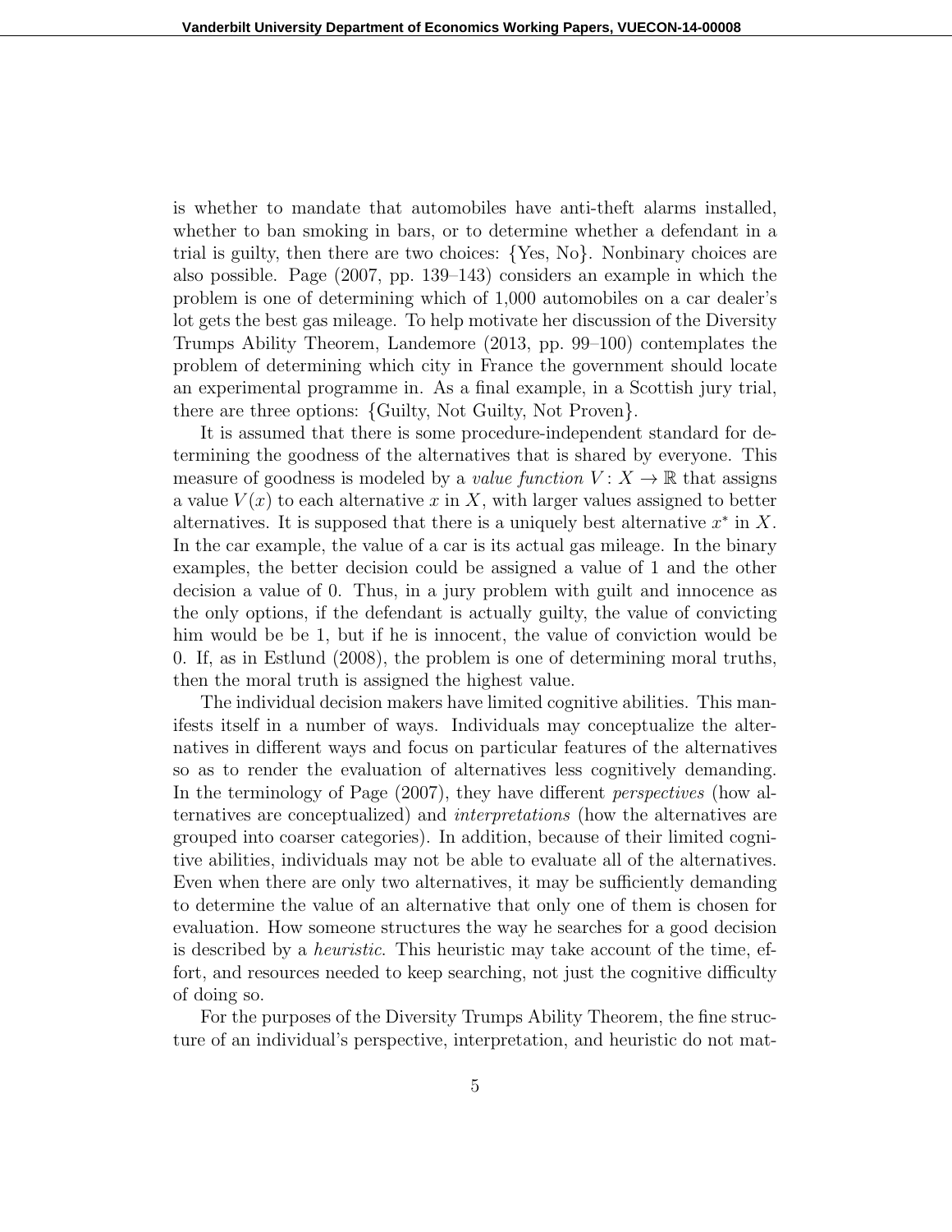is whether to mandate that automobiles have anti-theft alarms installed, whether to ban smoking in bars, or to determine whether a defendant in a trial is guilty, then there are two choices: {Yes, No}. Nonbinary choices are also possible. Page (2007, pp. 139–143) considers an example in which the problem is one of determining which of 1,000 automobiles on a car dealer's lot gets the best gas mileage. To help motivate her discussion of the Diversity Trumps Ability Theorem, Landemore (2013, pp. 99–100) contemplates the problem of determining which city in France the government should locate an experimental programme in. As a final example, in a Scottish jury trial, there are three options: {Guilty, Not Guilty, Not Proven}.

It is assumed that there is some procedure-independent standard for determining the goodness of the alternatives that is shared by everyone. This measure of goodness is modeled by a *value function* $V: X \to \mathbb{R}$ that assigns a value $V(x)$ to each alternative $x$ in $X$, with larger values assigned to better alternatives. It is supposed that there is a uniquely best alternative $x^*$ in $X$. In the car example, the value of a car is its actual gas mileage. In the binary examples, the better decision could be assigned a value of 1 and the other decision a value of 0. Thus, in a jury problem with guilt and innocence as the only options, if the defendant is actually guilty, the value of convicting him would be be 1, but if he is innocent, the value of conviction would be 0. If, as in Estlund (2008), the problem is one of determining moral truths, then the moral truth is assigned the highest value.

The individual decision makers have limited cognitive abilities. This manifests itself in a number of ways. Individuals may conceptualize the alternatives in different ways and focus on particular features of the alternatives so as to render the evaluation of alternatives less cognitively demanding. In the terminology of Page (2007), they have different *perspectives* (how alternatives are conceptualized) and *interpretations* (how the alternatives are grouped into coarser categories). In addition, because of their limited cognitive abilities, individuals may not be able to evaluate all of the alternatives. Even when there are only two alternatives, it may be sufficiently demanding to determine the value of an alternative that only one of them is chosen for evaluation. How someone structures the way he searches for a good decision is described by a *heuristic*. This heuristic may take account of the time, effort, and resources needed to keep searching, not just the cognitive difficulty of doing so.

For the purposes of the Diversity Trumps Ability Theorem, the fine structure of an individual's perspective, interpretation, and heuristic do not mat-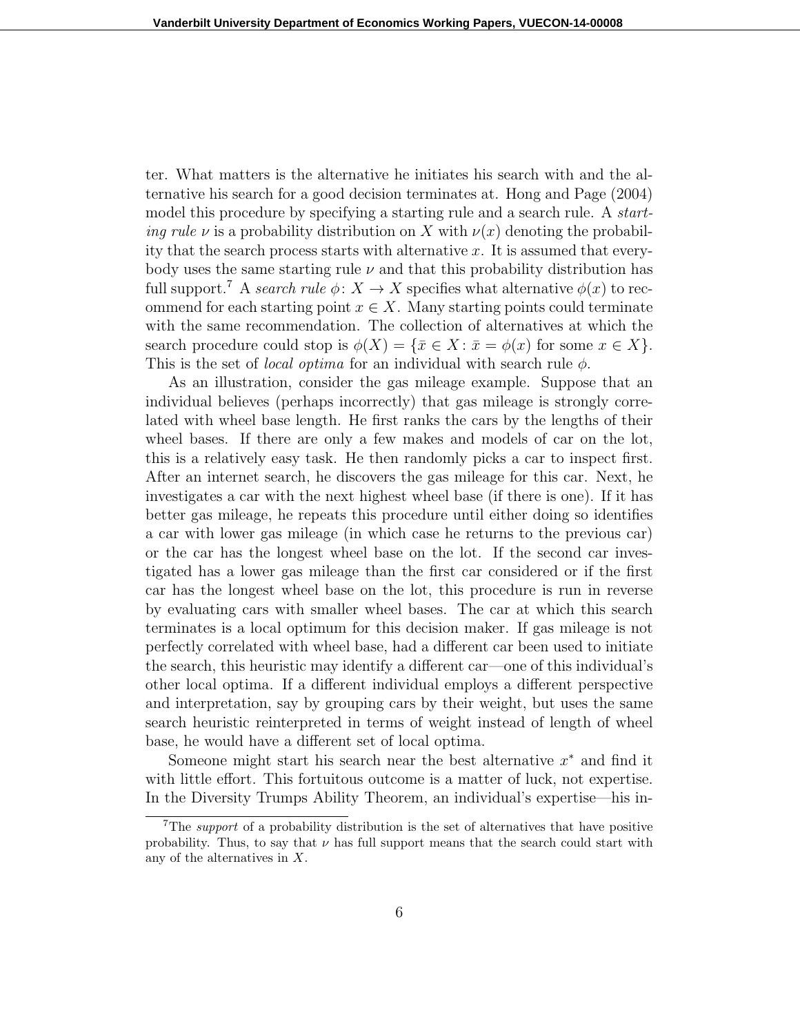ter. What matters is the alternative he initiates his search with and the alternative his search for a good decision terminates at. Hong and Page (2004) model this procedure by specifying a starting rule and a search rule. A *starting rule* $\nu$ is a probability distribution on $X$ with $\nu(x)$ denoting the probability that the search process starts with alternative $x$. It is assumed that everybody uses the same starting rule $\nu$ and that this probability distribution has full support.[7] A *search rule* $\phi\colon X \to X$ specifies what alternative $\phi(x)$ to recommend for each starting point $x \in X$. Many starting points could terminate with the same recommendation. The collection of alternatives at which the search procedure could stop is $\phi(X) = \{\bar{x} \in X : \bar{x} = \phi(x) \text{ for some } x \in X\}$. This is the set of *local optima* for an individual with search rule $\phi$.

As an illustration, consider the gas mileage example. Suppose that an individual believes (perhaps incorrectly) that gas mileage is strongly correlated with wheel base length. He first ranks the cars by the lengths of their wheel bases. If there are only a few makes and models of car on the lot, this is a relatively easy task. He then randomly picks a car to inspect first. After an internet search, he discovers the gas mileage for this car. Next, he investigates a car with the next highest wheel base (if there is one). If it has better gas mileage, he repeats this procedure until either doing so identifies a car with lower gas mileage (in which case he returns to the previous car) or the car has the longest wheel base on the lot. If the second car investigated has a lower gas mileage than the first car considered or if the first car has the longest wheel base on the lot, this procedure is run in reverse by evaluating cars with smaller wheel bases. The car at which this search terminates is a local optimum for this decision maker. If gas mileage is not perfectly correlated with wheel base, had a different car been used to initiate the search, this heuristic may identify a different car—one of this individual's other local optima. If a different individual employs a different perspective and interpretation, say by grouping cars by their weight, but uses the same search heuristic reinterpreted in terms of weight instead of length of wheel base, he would have a different set of local optima.

Someone might start his search near the best alternative $x^*$ and find it with little effort. This fortuitous outcome is a matter of luck, not expertise. In the Diversity Trumps Ability Theorem, an individual's expertise—his in-

[7] The *support* of a probability distribution is the set of alternatives that have positive probability. Thus, to say that $\nu$ has full support means that the search could start with any of the alternatives in $X$.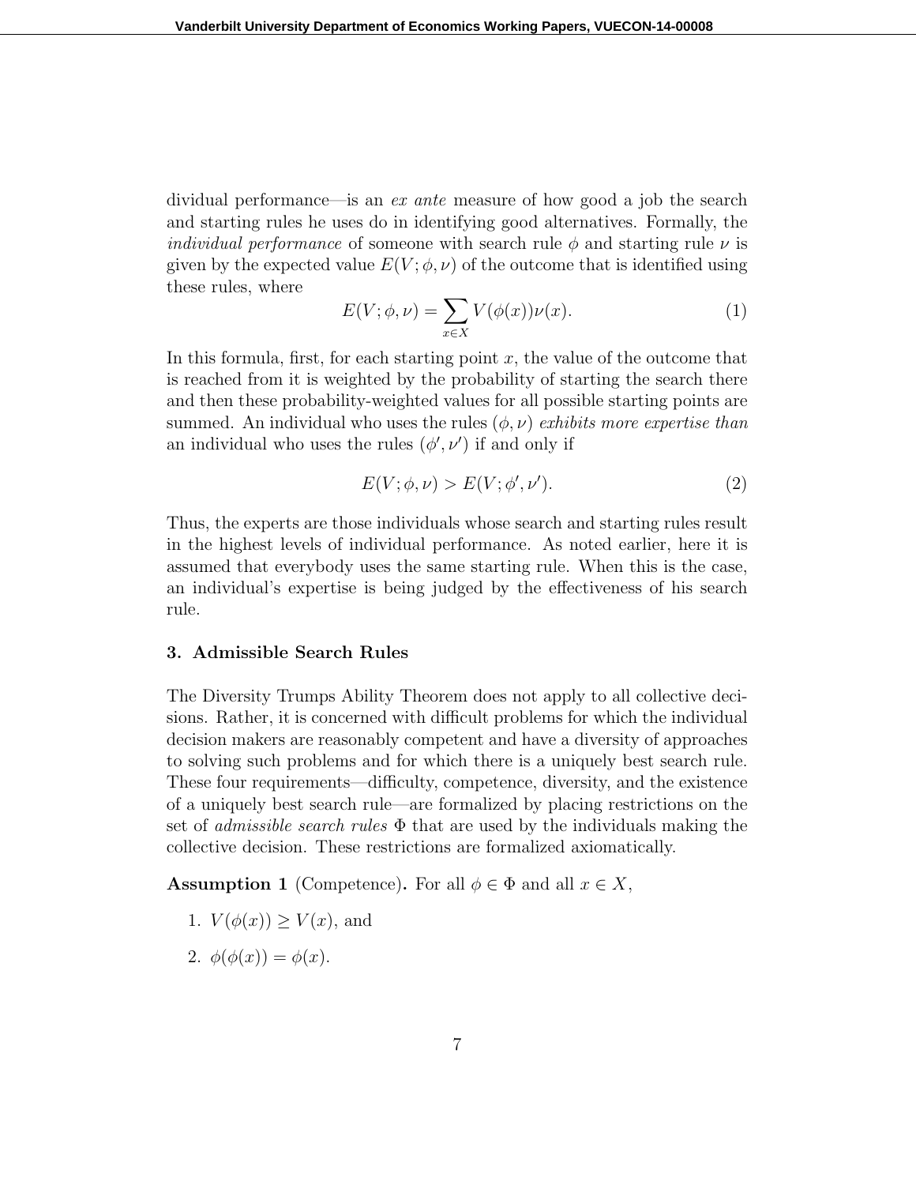dividual performance—is an *ex ante* measure of how good a job the search and starting rules he uses do in identifying good alternatives. Formally, the *individual performance* of someone with search rule $\phi$ and starting rule $\nu$ is given by the expected value $E(V; \phi, \nu)$ of the outcome that is identified using these rules, where

$$E(V; \phi, \nu) = \sum_{x \in X} V(\phi(x))\nu(x). \tag{1}$$

In this formula, first, for each starting point $x$, the value of the outcome that is reached from it is weighted by the probability of starting the search there and then these probability-weighted values for all possible starting points are summed. An individual who uses the rules $(\phi, \nu)$ *exhibits more expertise than* an individual who uses the rules $(\phi', \nu')$ if and only if

$$E(V; \phi, \nu) > E(V; \phi', \nu'). \tag{2}$$

Thus, the experts are those individuals whose search and starting rules result in the highest levels of individual performance. As noted earlier, here it is assumed that everybody uses the same starting rule. When this is the case, an individual's expertise is being judged by the effectiveness of his search rule.

### 3. Admissible Search Rules

The Diversity Trumps Ability Theorem does not apply to all collective decisions. Rather, it is concerned with difficult problems for which the individual decision makers are reasonably competent and have a diversity of approaches to solving such problems and for which there is a uniquely best search rule. These four requirements—difficulty, competence, diversity, and the existence of a uniquely best search rule—are formalized by placing restrictions on the set of *admissible search rules* $\Phi$ that are used by the individuals making the collective decision. These restrictions are formalized axiomatically.

**Assumption 1** (Competence)**.** For all $\phi \in \Phi$ and all $x \in X$,

1. $V(\phi(x)) \geq V(x)$, and
2. $\phi(\phi(x)) = \phi(x)$.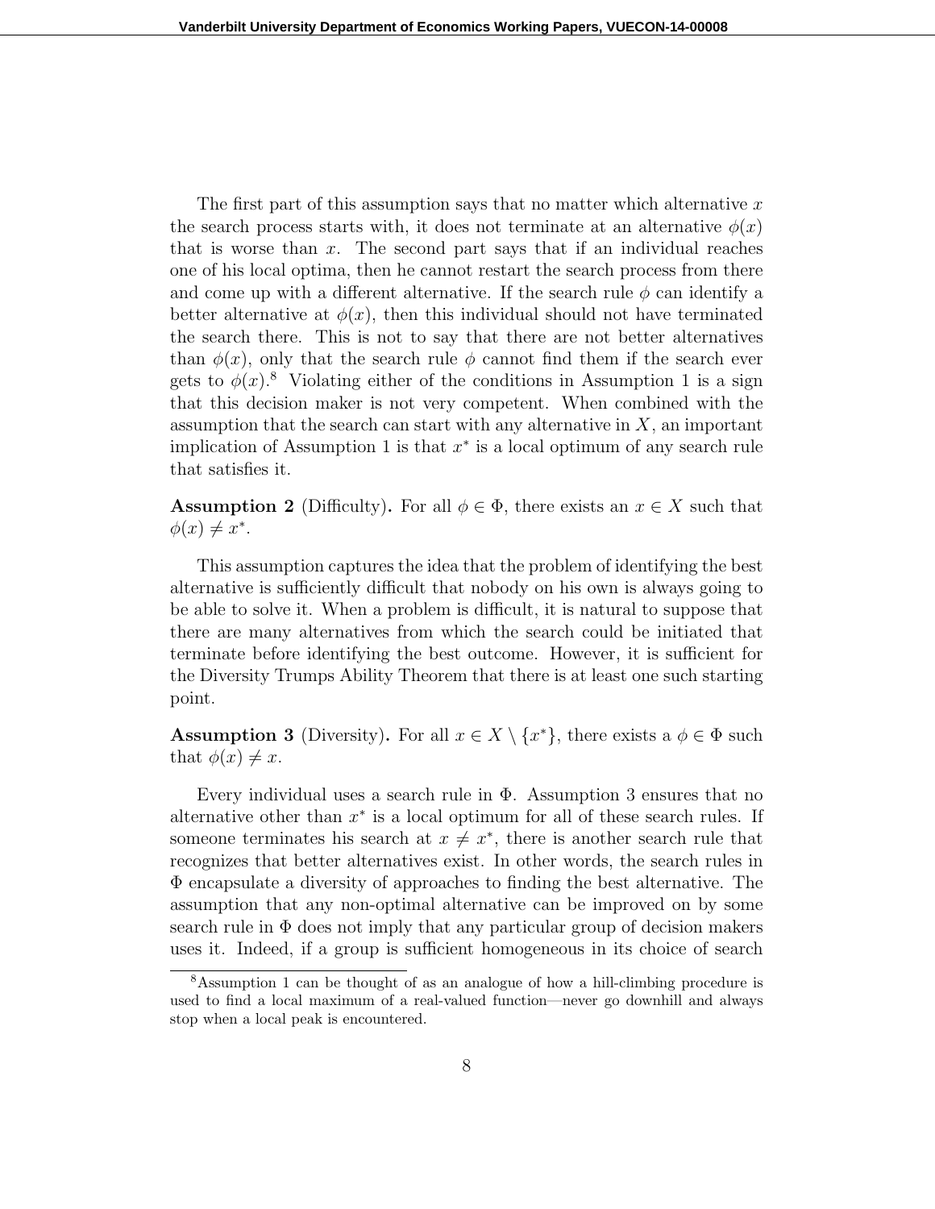The first part of this assumption says that no matter which alternative $x$ the search process starts with, it does not terminate at an alternative $\phi(x)$ that is worse than $x$. The second part says that if an individual reaches one of his local optima, then he cannot restart the search process from there and come up with a different alternative. If the search rule $\phi$ can identify a better alternative at $\phi(x)$, then this individual should not have terminated the search there. This is not to say that there are not better alternatives than $\phi(x)$, only that the search rule $\phi$ cannot find them if the search ever gets to $\phi(x)$.[8] Violating either of the conditions in Assumption 1 is a sign that this decision maker is not very competent. When combined with the assumption that the search can start with any alternative in $X$, an important implication of Assumption 1 is that $x^*$ is a local optimum of any search rule that satisfies it.

**Assumption 2** (Difficulty)**.** For all $\phi \in \Phi$, there exists an $x \in X$ such that $\phi(x) \neq x^*$.

This assumption captures the idea that the problem of identifying the best alternative is sufficiently difficult that nobody on his own is always going to be able to solve it. When a problem is difficult, it is natural to suppose that there are many alternatives from which the search could be initiated that terminate before identifying the best outcome. However, it is sufficient for the Diversity Trumps Ability Theorem that there is at least one such starting point.

**Assumption 3** (Diversity)**.** For all $x \in X \setminus \{x^*\}$, there exists a $\phi \in \Phi$ such that $\phi(x) \neq x$.

Every individual uses a search rule in $\Phi$. Assumption 3 ensures that no alternative other than $x^*$ is a local optimum for all of these search rules. If someone terminates his search at $x \neq x^*$, there is another search rule that recognizes that better alternatives exist. In other words, the search rules in $\Phi$ encapsulate a diversity of approaches to finding the best alternative. The assumption that any non-optimal alternative can be improved on by some search rule in $\Phi$ does not imply that any particular group of decision makers uses it. Indeed, if a group is sufficient homogeneous in its choice of search

[8] Assumption 1 can be thought of as an analogue of how a hill-climbing procedure is used to find a local maximum of a real-valued function—never go downhill and always stop when a local peak is encountered.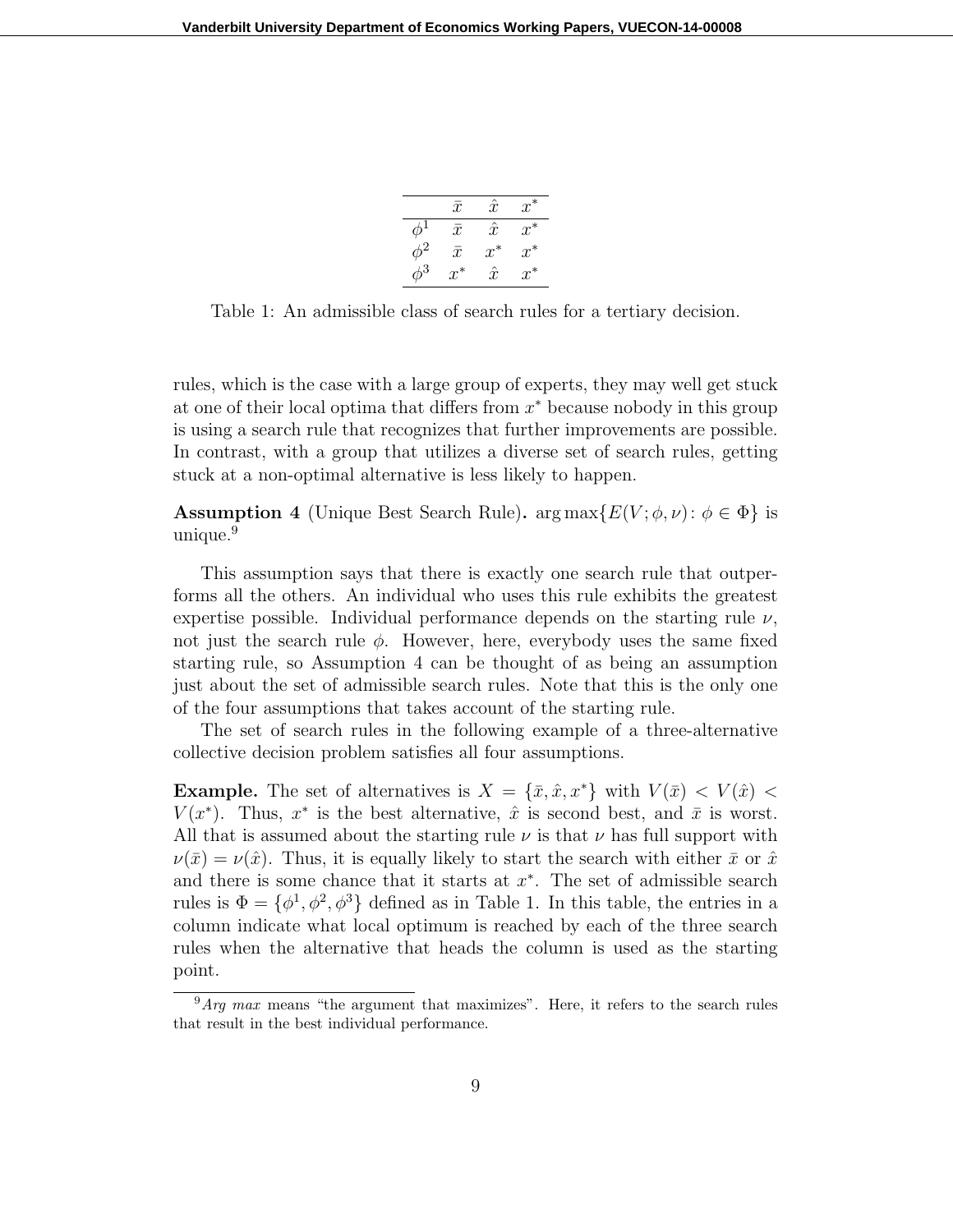| | $\bar{x}$ | $\hat{x}$ | $x^*$ |
|---|---|---|---|
| $\phi^1$ | $\bar{x}$ | $\hat{x}$ | $x^*$ |
| $\phi^2$ | $\bar{x}$ | $x^*$ | $x^*$ |
| $\phi^3$ | $x^*$ | $\hat{x}$ | $x^*$ |

Table 1: An admissible class of search rules for a tertiary decision.

rules, which is the case with a large group of experts, they may well get stuck at one of their local optima that differs from $x^*$ because nobody in this group is using a search rule that recognizes that further improvements are possible. In contrast, with a group that utilizes a diverse set of search rules, getting stuck at a non-optimal alternative is less likely to happen.

**Assumption 4** (Unique Best Search Rule)**.** $\arg\max\{E(V;\phi,\nu)\colon \phi \in \Phi\}$ is unique.[9]

This assumption says that there is exactly one search rule that outperforms all the others. An individual who uses this rule exhibits the greatest expertise possible. Individual performance depends on the starting rule $\nu$, not just the search rule $\phi$. However, here, everybody uses the same fixed starting rule, so Assumption 4 can be thought of as being an assumption just about the set of admissible search rules. Note that this is the only one of the four assumptions that takes account of the starting rule.

The set of search rules in the following example of a three-alternative collective decision problem satisfies all four assumptions.

**Example.** The set of alternatives is $X = \{\bar{x}, \hat{x}, x^*\}$ with $V(\bar{x}) < V(\hat{x}) < V(x^*)$. Thus, $x^*$ is the best alternative, $\hat{x}$ is second best, and $\bar{x}$ is worst. All that is assumed about the starting rule $\nu$ is that $\nu$ has full support with $\nu(\bar{x}) = \nu(\hat{x})$. Thus, it is equally likely to start the search with either $\bar{x}$ or $\hat{x}$ and there is some chance that it starts at $x^*$. The set of admissible search rules is $\Phi = \{\phi^1, \phi^2, \phi^3\}$ defined as in Table 1. In this table, the entries in a column indicate what local optimum is reached by each of the three search rules when the alternative that heads the column is used as the starting point.

[9] *Arg max* means "the argument that maximizes". Here, it refers to the search rules that result in the best individual performance.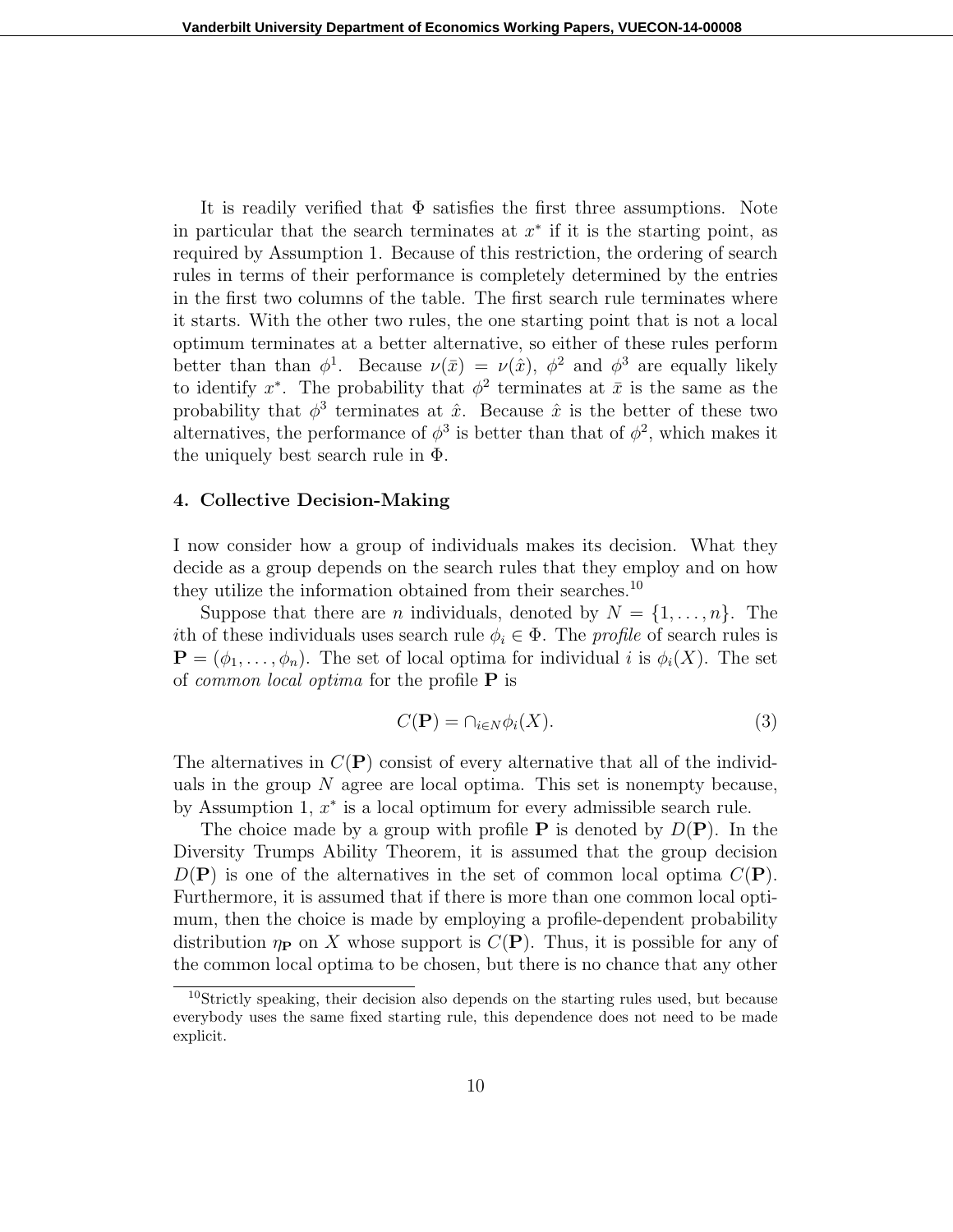It is readily verified that $\Phi$ satisfies the first three assumptions. Note in particular that the search terminates at $x^*$ if it is the starting point, as required by Assumption 1. Because of this restriction, the ordering of search rules in terms of their performance is completely determined by the entries in the first two columns of the table. The first search rule terminates where it starts. With the other two rules, the one starting point that is not a local optimum terminates at a better alternative, so either of these rules perform better than than $\phi^1$. Because $\nu(\bar{x}) = \nu(\hat{x})$, $\phi^2$ and $\phi^3$ are equally likely to identify $x^*$. The probability that $\phi^2$ terminates at $\bar{x}$ is the same as the probability that $\phi^3$ terminates at $\hat{x}$. Because $\hat{x}$ is the better of these two alternatives, the performance of $\phi^3$ is better than that of $\phi^2$, which makes it the uniquely best search rule in $\Phi$.

## 4. Collective Decision-Making

I now consider how a group of individuals makes its decision. What they decide as a group depends on the search rules that they employ and on how they utilize the information obtained from their searches.[10]

Suppose that there are $n$ individuals, denoted by $N = \{1, \ldots, n\}$. The $i$th of these individuals uses search rule $\phi_i \in \Phi$. The *profile* of search rules is $\mathbf{P} = (\phi_1, \ldots, \phi_n)$. The set of local optima for individual $i$ is $\phi_i(X)$. The set of *common local optima* for the profile $\mathbf{P}$ is

$$C(\mathbf{P}) = \cap_{i \in N} \phi_i(X). \tag{3}$$

The alternatives in $C(\mathbf{P})$ consist of every alternative that all of the individuals in the group $N$ agree are local optima. This set is nonempty because, by Assumption 1, $x^*$ is a local optimum for every admissible search rule.

The choice made by a group with profile $\mathbf{P}$ is denoted by $D(\mathbf{P})$. In the Diversity Trumps Ability Theorem, it is assumed that the group decision $D(\mathbf{P})$ is one of the alternatives in the set of common local optima $C(\mathbf{P})$. Furthermore, it is assumed that if there is more than one common local optimum, then the choice is made by employing a profile-dependent probability distribution $\eta_{\mathbf{P}}$ on $X$ whose support is $C(\mathbf{P})$. Thus, it is possible for any of the common local optima to be chosen, but there is no chance that any other

[10] Strictly speaking, their decision also depends on the starting rules used, but because everybody uses the same fixed starting rule, this dependence does not need to be made explicit.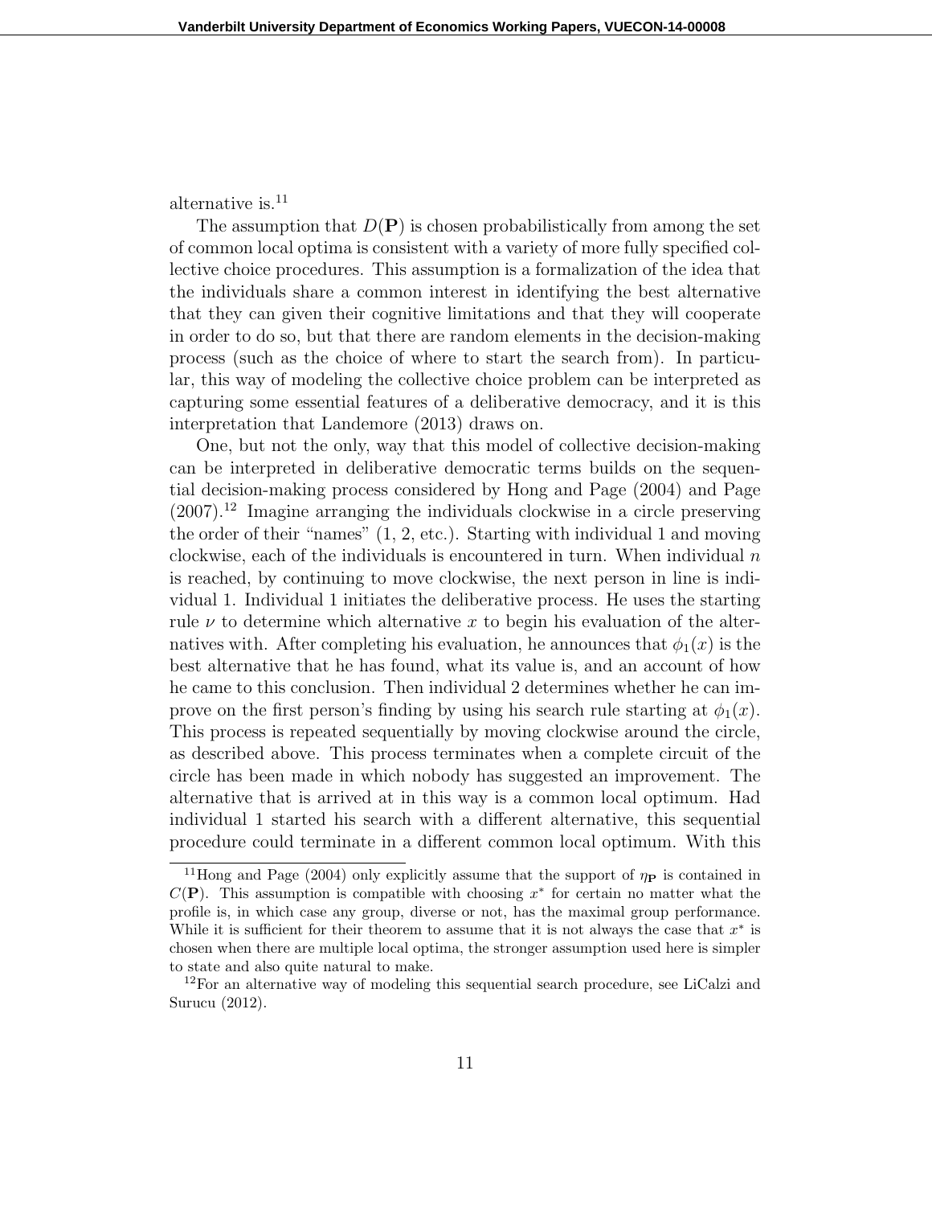alternative is.[11]

The assumption that $D(\mathbf{P})$ is chosen probabilistically from among the set of common local optima is consistent with a variety of more fully specified collective choice procedures. This assumption is a formalization of the idea that the individuals share a common interest in identifying the best alternative that they can given their cognitive limitations and that they will cooperate in order to do so, but that there are random elements in the decision-making process (such as the choice of where to start the search from). In particular, this way of modeling the collective choice problem can be interpreted as capturing some essential features of a deliberative democracy, and it is this interpretation that Landemore (2013) draws on.

One, but not the only, way that this model of collective decision-making can be interpreted in deliberative democratic terms builds on the sequential decision-making process considered by Hong and Page (2004) and Page (2007).[12] Imagine arranging the individuals clockwise in a circle preserving the order of their "names" (1, 2, etc.). Starting with individual 1 and moving clockwise, each of the individuals is encountered in turn. When individual $n$ is reached, by continuing to move clockwise, the next person in line is individual 1. Individual 1 initiates the deliberative process. He uses the starting rule $\nu$ to determine which alternative $x$ to begin his evaluation of the alternatives with. After completing his evaluation, he announces that $\phi_1(x)$ is the best alternative that he has found, what its value is, and an account of how he came to this conclusion. Then individual 2 determines whether he can improve on the first person's finding by using his search rule starting at $\phi_1(x)$. This process is repeated sequentially by moving clockwise around the circle, as described above. This process terminates when a complete circuit of the circle has been made in which nobody has suggested an improvement. The alternative that is arrived at in this way is a common local optimum. Had individual 1 started his search with a different alternative, this sequential procedure could terminate in a different common local optimum. With this

[11]Hong and Page (2004) only explicitly assume that the support of $\eta_{\mathbf{P}}$ is contained in $C(\mathbf{P})$. This assumption is compatible with choosing $x^*$ for certain no matter what the profile is, in which case any group, diverse or not, has the maximal group performance. While it is sufficient for their theorem to assume that it is not always the case that $x^*$ is chosen when there are multiple local optima, the stronger assumption used here is simpler to state and also quite natural to make.

[12]For an alternative way of modeling this sequential search procedure, see LiCalzi and Surucu (2012).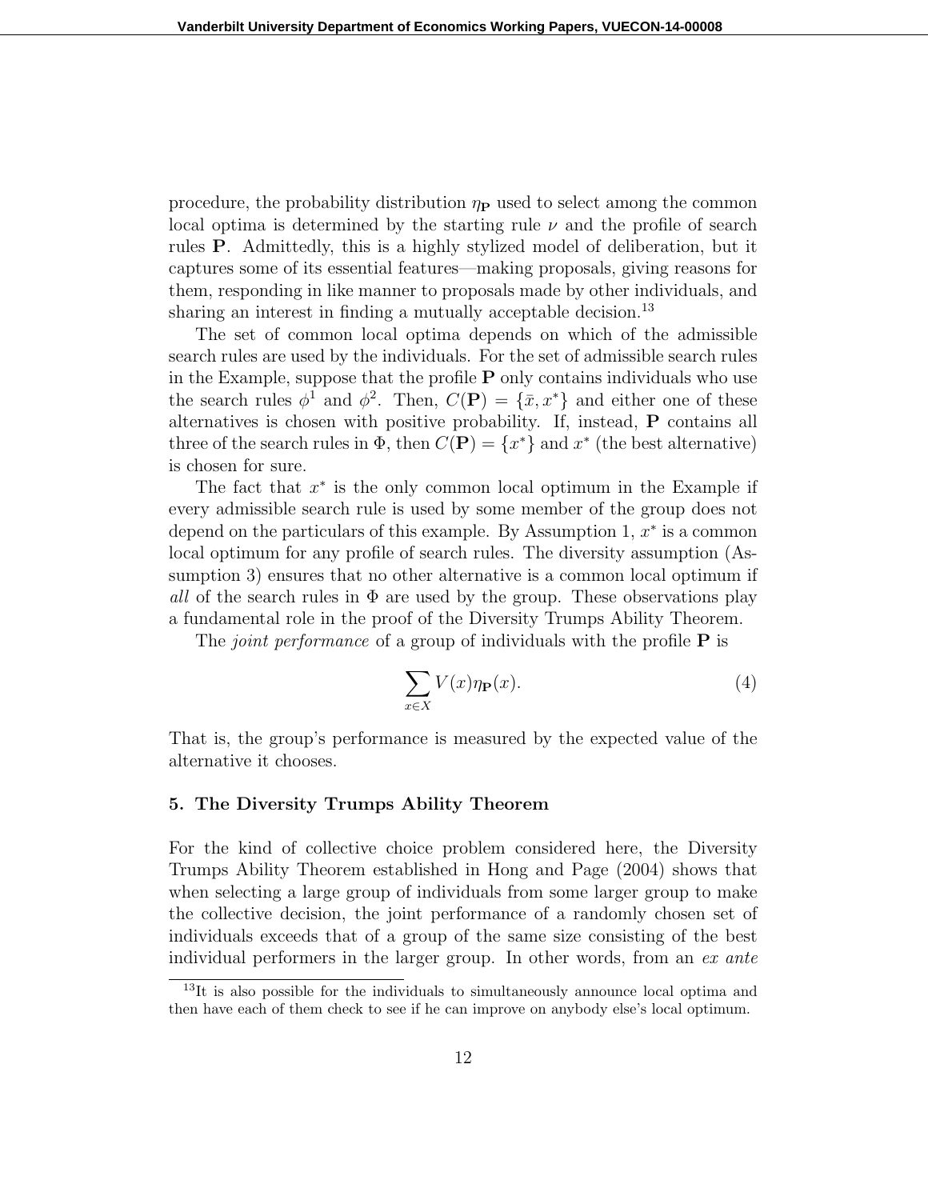procedure, the probability distribution $\eta_{\mathbf{P}}$ used to select among the common local optima is determined by the starting rule $\nu$ and the profile of search rules $\mathbf{P}$. Admittedly, this is a highly stylized model of deliberation, but it captures some of its essential features—making proposals, giving reasons for them, responding in like manner to proposals made by other individuals, and sharing an interest in finding a mutually acceptable decision.[13]

The set of common local optima depends on which of the admissible search rules are used by the individuals. For the set of admissible search rules in the Example, suppose that the profile $\mathbf{P}$ only contains individuals who use the search rules $\phi^1$ and $\phi^2$. Then, $C(\mathbf{P}) = \{\bar{x}, x^*\}$ and either one of these alternatives is chosen with positive probability. If, instead, $\mathbf{P}$ contains all three of the search rules in $\Phi$, then $C(\mathbf{P}) = \{x^*\}$ and $x^*$ (the best alternative) is chosen for sure.

The fact that $x^*$ is the only common local optimum in the Example if every admissible search rule is used by some member of the group does not depend on the particulars of this example. By Assumption 1, $x^*$ is a common local optimum for any profile of search rules. The diversity assumption (Assumption 3) ensures that no other alternative is a common local optimum if *all* of the search rules in $\Phi$ are used by the group. These observations play a fundamental role in the proof of the Diversity Trumps Ability Theorem.

The *joint performance* of a group of individuals with the profile $\mathbf{P}$ is

$$\sum_{x \in X} V(x)\eta_{\mathbf{P}}(x). \tag{4}$$

That is, the group's performance is measured by the expected value of the alternative it chooses.

## 5. The Diversity Trumps Ability Theorem

For the kind of collective choice problem considered here, the Diversity Trumps Ability Theorem established in Hong and Page (2004) shows that when selecting a large group of individuals from some larger group to make the collective decision, the joint performance of a randomly chosen set of individuals exceeds that of a group of the same size consisting of the best individual performers in the larger group. In other words, from an *ex ante*

[13] It is also possible for the individuals to simultaneously announce local optima and then have each of them check to see if he can improve on anybody else's local optimum.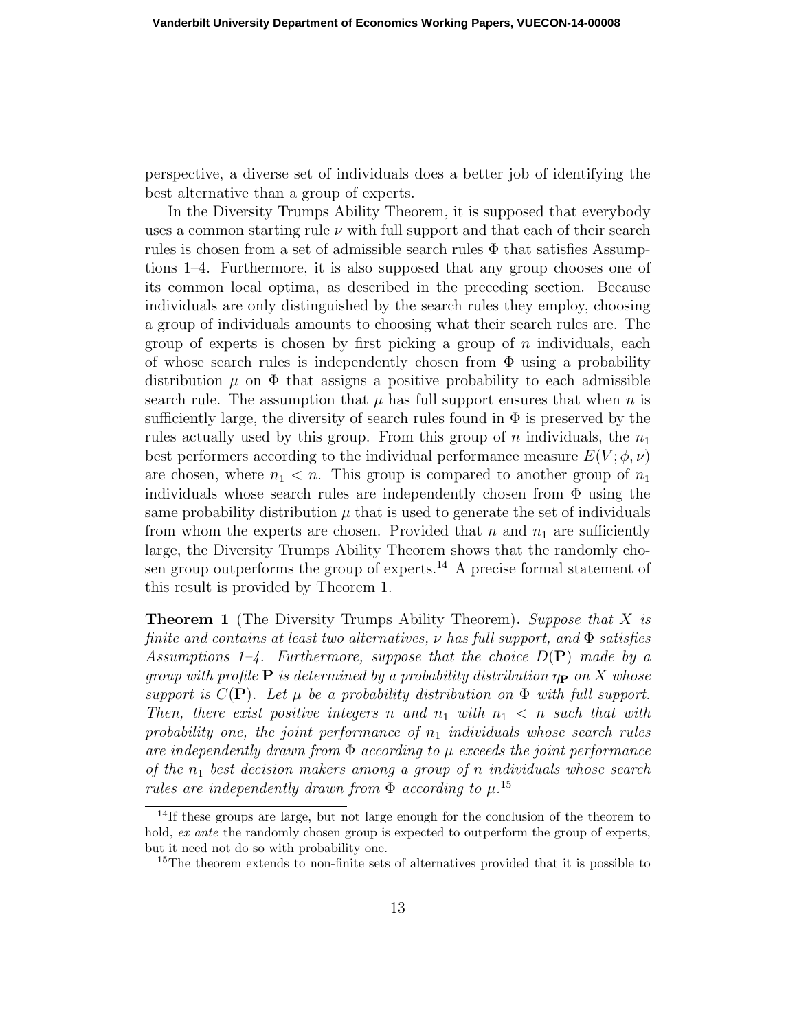perspective, a diverse set of individuals does a better job of identifying the best alternative than a group of experts.

In the Diversity Trumps Ability Theorem, it is supposed that everybody uses a common starting rule $\nu$ with full support and that each of their search rules is chosen from a set of admissible search rules $\Phi$ that satisfies Assumptions 1–4. Furthermore, it is also supposed that any group chooses one of its common local optima, as described in the preceding section. Because individuals are only distinguished by the search rules they employ, choosing a group of individuals amounts to choosing what their search rules are. The group of experts is chosen by first picking a group of $n$ individuals, each of whose search rules is independently chosen from $\Phi$ using a probability distribution $\mu$ on $\Phi$ that assigns a positive probability to each admissible search rule. The assumption that $\mu$ has full support ensures that when $n$ is sufficiently large, the diversity of search rules found in $\Phi$ is preserved by the rules actually used by this group. From this group of $n$ individuals, the $n_1$ best performers according to the individual performance measure $E(V; \phi, \nu)$ are chosen, where $n_1 < n$. This group is compared to another group of $n_1$ individuals whose search rules are independently chosen from $\Phi$ using the same probability distribution $\mu$ that is used to generate the set of individuals from whom the experts are chosen. Provided that $n$ and $n_1$ are sufficiently large, the Diversity Trumps Ability Theorem shows that the randomly chosen group outperforms the group of experts.[14] A precise formal statement of this result is provided by Theorem 1.

**Theorem 1** (The Diversity Trumps Ability Theorem). *Suppose that $X$ is finite and contains at least two alternatives, $\nu$ has full support, and $\Phi$ satisfies Assumptions 1–4. Furthermore, suppose that the choice $D(\mathbf{P})$ made by a group with profile $\mathbf{P}$ is determined by a probability distribution $\eta_{\mathbf{P}}$ on $X$ whose support is $C(\mathbf{P})$. Let $\mu$ be a probability distribution on $\Phi$ with full support. Then, there exist positive integers $n$ and $n_1$ with $n_1 < n$ such that with probability one, the joint performance of $n_1$ individuals whose search rules are independently drawn from $\Phi$ according to $\mu$ exceeds the joint performance of the $n_1$ best decision makers among a group of $n$ individuals whose search rules are independently drawn from $\Phi$ according to $\mu$.*[15]

[14] If these groups are large, but not large enough for the conclusion of the theorem to hold, *ex ante* the randomly chosen group is expected to outperform the group of experts, but it need not do so with probability one.

[15] The theorem extends to non-finite sets of alternatives provided that it is possible to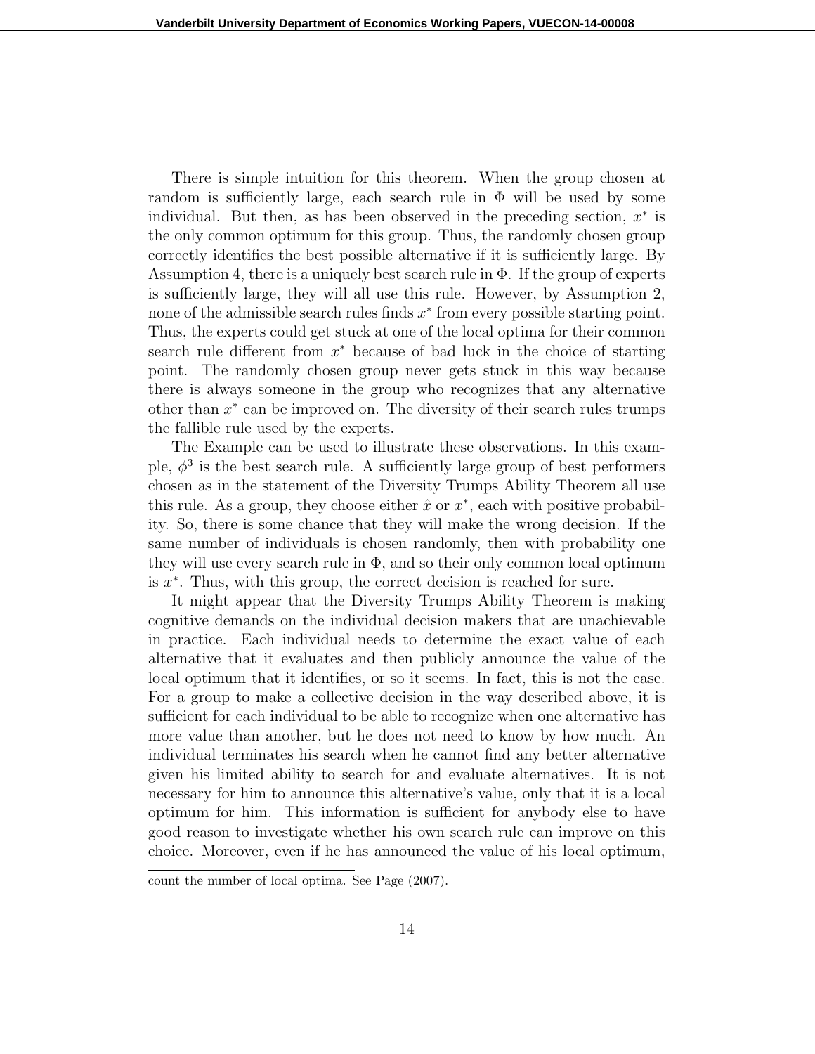There is simple intuition for this theorem. When the group chosen at random is sufficiently large, each search rule in $\Phi$ will be used by some individual. But then, as has been observed in the preceding section, $x^*$ is the only common optimum for this group. Thus, the randomly chosen group correctly identifies the best possible alternative if it is sufficiently large. By Assumption 4, there is a uniquely best search rule in $\Phi$. If the group of experts is sufficiently large, they will all use this rule. However, by Assumption 2, none of the admissible search rules finds $x^*$ from every possible starting point. Thus, the experts could get stuck at one of the local optima for their common search rule different from $x^*$ because of bad luck in the choice of starting point. The randomly chosen group never gets stuck in this way because there is always someone in the group who recognizes that any alternative other than $x^*$ can be improved on. The diversity of their search rules trumps the fallible rule used by the experts.

The Example can be used to illustrate these observations. In this example, $\phi^3$ is the best search rule. A sufficiently large group of best performers chosen as in the statement of the Diversity Trumps Ability Theorem all use this rule. As a group, they choose either $\hat{x}$ or $x^*$, each with positive probability. So, there is some chance that they will make the wrong decision. If the same number of individuals is chosen randomly, then with probability one they will use every search rule in $\Phi$, and so their only common local optimum is $x^*$. Thus, with this group, the correct decision is reached for sure.

It might appear that the Diversity Trumps Ability Theorem is making cognitive demands on the individual decision makers that are unachievable in practice. Each individual needs to determine the exact value of each alternative that it evaluates and then publicly announce the value of the local optimum that it identifies, or so it seems. In fact, this is not the case. For a group to make a collective decision in the way described above, it is sufficient for each individual to be able to recognize when one alternative has more value than another, but he does not need to know by how much. An individual terminates his search when he cannot find any better alternative given his limited ability to search for and evaluate alternatives. It is not necessary for him to announce this alternative's value, only that it is a local optimum for him. This information is sufficient for anybody else to have good reason to investigate whether his own search rule can improve on this choice. Moreover, even if he has announced the value of his local optimum,

count the number of local optima. See Page (2007).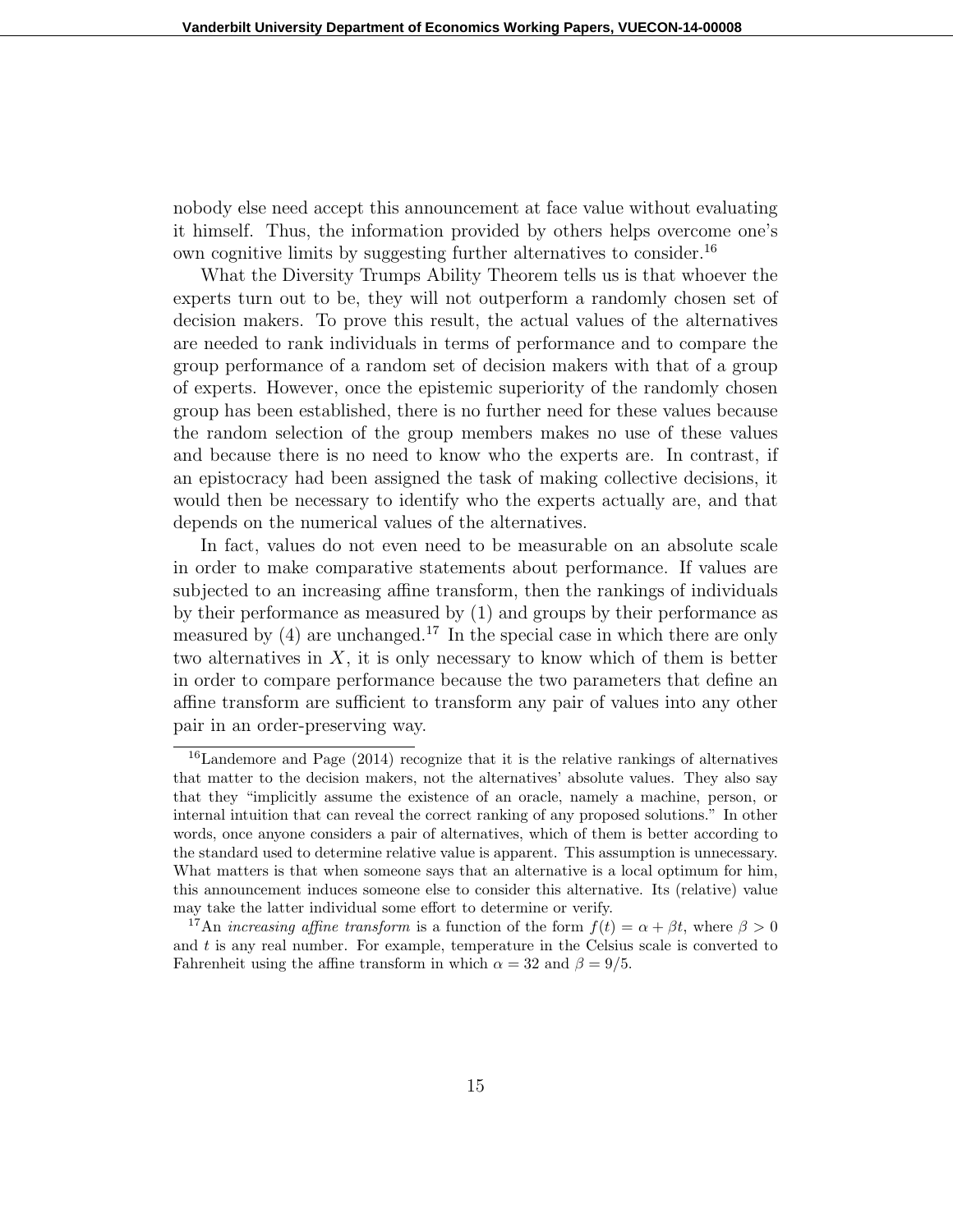nobody else need accept this announcement at face value without evaluating it himself. Thus, the information provided by others helps overcome one's own cognitive limits by suggesting further alternatives to consider.[16]

What the Diversity Trumps Ability Theorem tells us is that whoever the experts turn out to be, they will not outperform a randomly chosen set of decision makers. To prove this result, the actual values of the alternatives are needed to rank individuals in terms of performance and to compare the group performance of a random set of decision makers with that of a group of experts. However, once the epistemic superiority of the randomly chosen group has been established, there is no further need for these values because the random selection of the group members makes no use of these values and because there is no need to know who the experts are. In contrast, if an epistocracy had been assigned the task of making collective decisions, it would then be necessary to identify who the experts actually are, and that depends on the numerical values of the alternatives.

In fact, values do not even need to be measurable on an absolute scale in order to make comparative statements about performance. If values are subjected to an increasing affine transform, then the rankings of individuals by their performance as measured by (1) and groups by their performance as measured by (4) are unchanged.[17] In the special case in which there are only two alternatives in $X$, it is only necessary to know which of them is better in order to compare performance because the two parameters that define an affine transform are sufficient to transform any pair of values into any other pair in an order-preserving way.

---

[16] Landemore and Page (2014) recognize that it is the relative rankings of alternatives that matter to the decision makers, not the alternatives' absolute values. They also say that they "implicitly assume the existence of an oracle, namely a machine, person, or internal intuition that can reveal the correct ranking of any proposed solutions." In other words, once anyone considers a pair of alternatives, which of them is better according to the standard used to determine relative value is apparent. This assumption is unnecessary. What matters is that when someone says that an alternative is a local optimum for him, this announcement induces someone else to consider this alternative. Its (relative) value may take the latter individual some effort to determine or verify.

[17] An *increasing affine transform* is a function of the form $f(t) = \alpha + \beta t$, where $\beta > 0$ and $t$ is any real number. For example, temperature in the Celsius scale is converted to Fahrenheit using the affine transform in which $\alpha = 32$ and $\beta = 9/5$.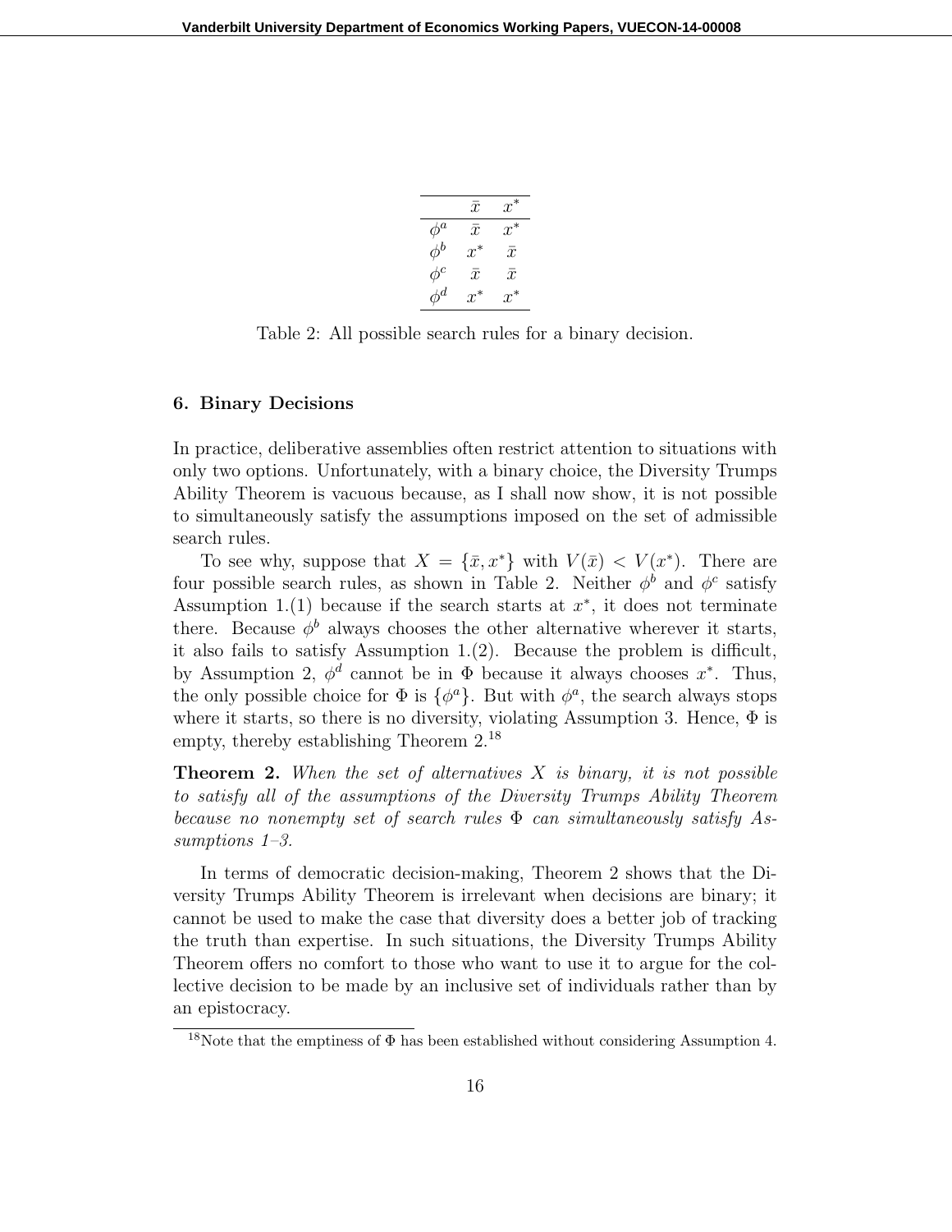| | $\bar{x}$ | $x^*$ |
|---|---|---|
| $\phi^a$ | $\bar{x}$ | $x^*$ |
| $\phi^b$ | $x^*$ | $\bar{x}$ |
| $\phi^c$ | $\bar{x}$ | $\bar{x}$ |
| $\phi^d$ | $x^*$ | $x^*$ |

Table 2: All possible search rules for a binary decision.

## 6. Binary Decisions

In practice, deliberative assemblies often restrict attention to situations with only two options. Unfortunately, with a binary choice, the Diversity Trumps Ability Theorem is vacuous because, as I shall now show, it is not possible to simultaneously satisfy the assumptions imposed on the set of admissible search rules.

To see why, suppose that $X = \{\bar{x}, x^*\}$ with $V(\bar{x}) < V(x^*)$. There are four possible search rules, as shown in Table 2. Neither $\phi^b$ and $\phi^c$ satisfy Assumption 1.(1) because if the search starts at $x^*$, it does not terminate there. Because $\phi^b$ always chooses the other alternative wherever it starts, it also fails to satisfy Assumption 1.(2). Because the problem is difficult, by Assumption 2, $\phi^d$ cannot be in $\Phi$ because it always chooses $x^*$. Thus, the only possible choice for $\Phi$ is $\{\phi^a\}$. But with $\phi^a$, the search always stops where it starts, so there is no diversity, violating Assumption 3. Hence, $\Phi$ is empty, thereby establishing Theorem 2.[18]

**Theorem 2.** *When the set of alternatives $X$ is binary, it is not possible to satisfy all of the assumptions of the Diversity Trumps Ability Theorem because no nonempty set of search rules $\Phi$ can simultaneously satisfy Assumptions 1–3.*

In terms of democratic decision-making, Theorem 2 shows that the Diversity Trumps Ability Theorem is irrelevant when decisions are binary; it cannot be used to make the case that diversity does a better job of tracking the truth than expertise. In such situations, the Diversity Trumps Ability Theorem offers no comfort to those who want to use it to argue for the collective decision to be made by an inclusive set of individuals rather than by an epistocracy.

[18] Note that the emptiness of $\Phi$ has been established without considering Assumption 4.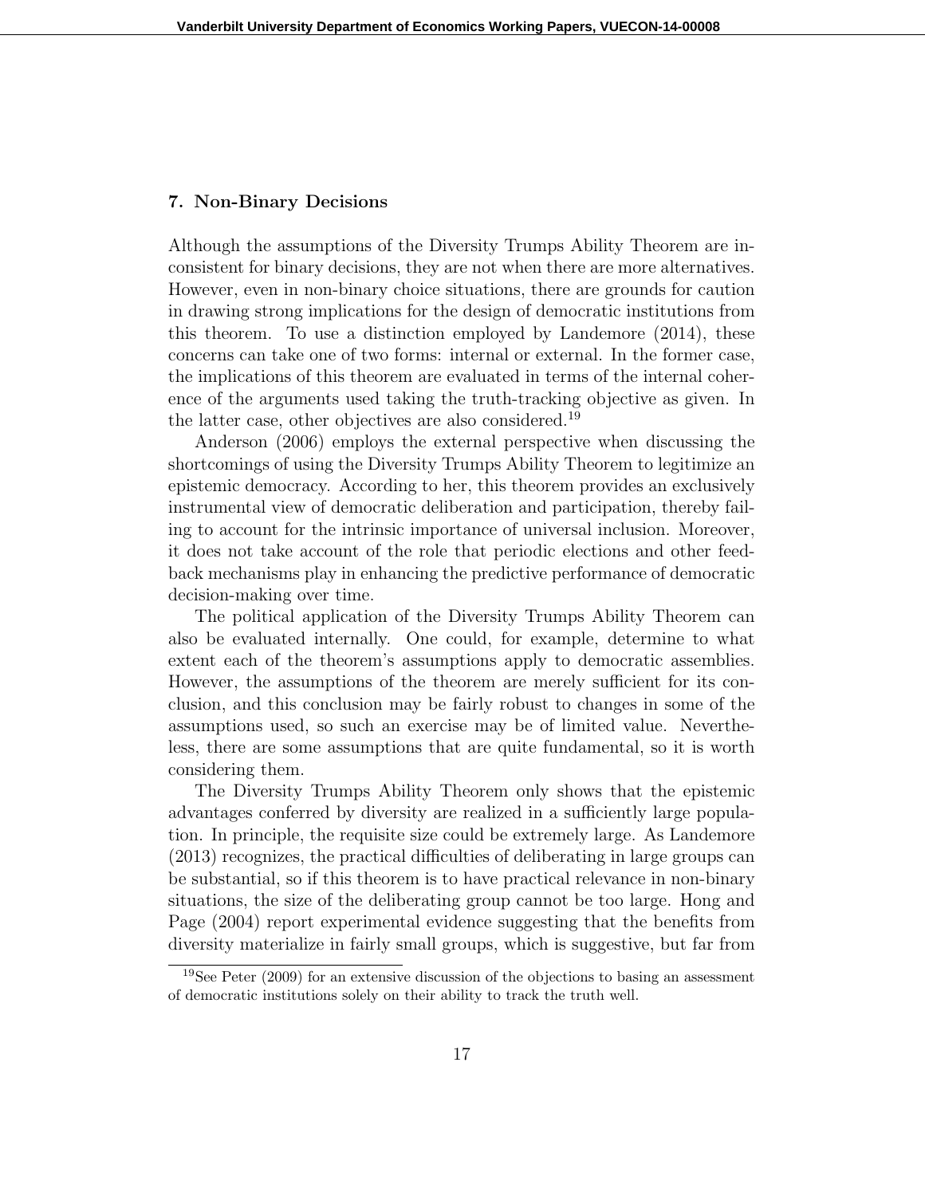## 7. Non-Binary Decisions

Although the assumptions of the Diversity Trumps Ability Theorem are inconsistent for binary decisions, they are not when there are more alternatives. However, even in non-binary choice situations, there are grounds for caution in drawing strong implications for the design of democratic institutions from this theorem. To use a distinction employed by Landemore (2014), these concerns can take one of two forms: internal or external. In the former case, the implications of this theorem are evaluated in terms of the internal coherence of the arguments used taking the truth-tracking objective as given. In the latter case, other objectives are also considered.[19]

Anderson (2006) employs the external perspective when discussing the shortcomings of using the Diversity Trumps Ability Theorem to legitimize an epistemic democracy. According to her, this theorem provides an exclusively instrumental view of democratic deliberation and participation, thereby failing to account for the intrinsic importance of universal inclusion. Moreover, it does not take account of the role that periodic elections and other feedback mechanisms play in enhancing the predictive performance of democratic decision-making over time.

The political application of the Diversity Trumps Ability Theorem can also be evaluated internally. One could, for example, determine to what extent each of the theorem's assumptions apply to democratic assemblies. However, the assumptions of the theorem are merely sufficient for its conclusion, and this conclusion may be fairly robust to changes in some of the assumptions used, so such an exercise may be of limited value. Nevertheless, there are some assumptions that are quite fundamental, so it is worth considering them.

The Diversity Trumps Ability Theorem only shows that the epistemic advantages conferred by diversity are realized in a sufficiently large population. In principle, the requisite size could be extremely large. As Landemore (2013) recognizes, the practical difficulties of deliberating in large groups can be substantial, so if this theorem is to have practical relevance in non-binary situations, the size of the deliberating group cannot be too large. Hong and Page (2004) report experimental evidence suggesting that the benefits from diversity materialize in fairly small groups, which is suggestive, but far from

[19] See Peter (2009) for an extensive discussion of the objections to basing an assessment of democratic institutions solely on their ability to track the truth well.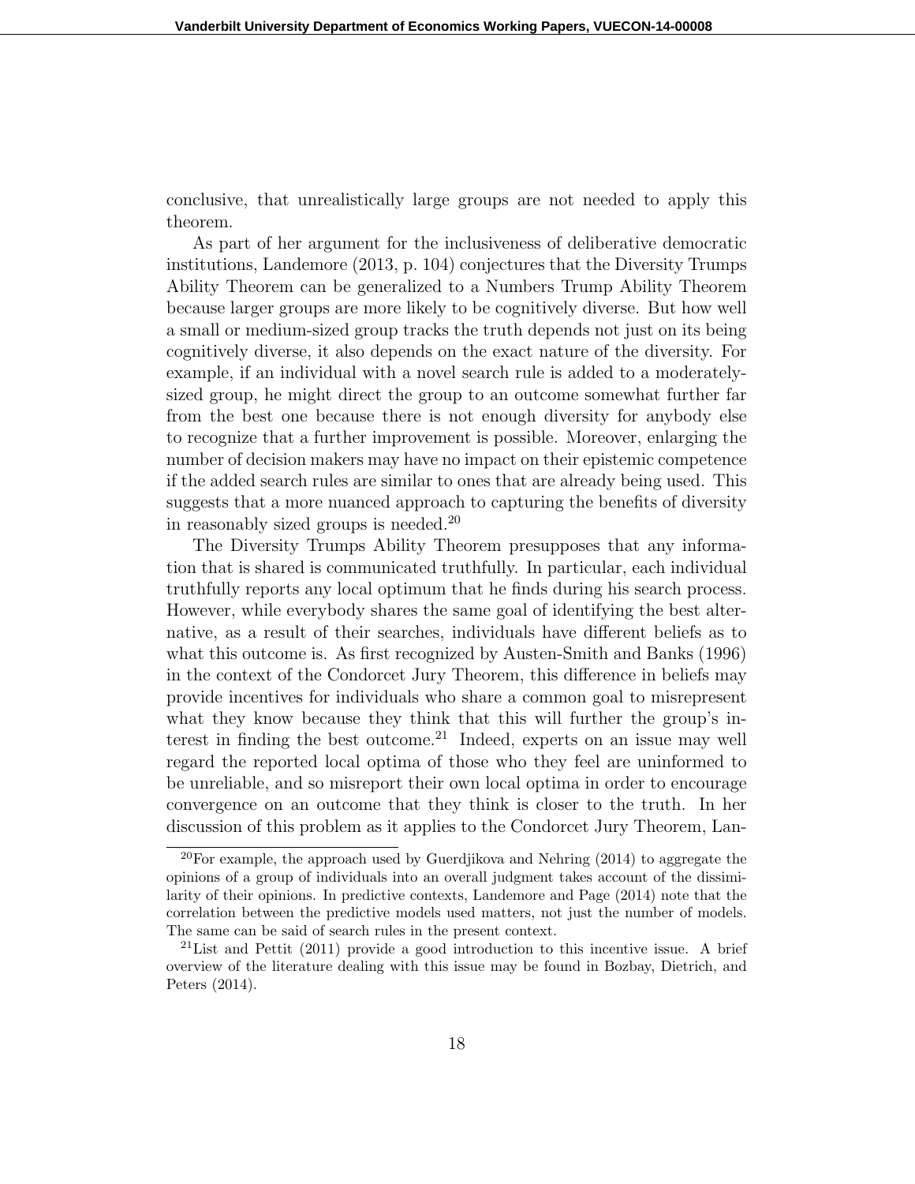conclusive, that unrealistically large groups are not needed to apply this theorem.

As part of her argument for the inclusiveness of deliberative democratic institutions, Landemore (2013, p. 104) conjectures that the Diversity Trumps Ability Theorem can be generalized to a Numbers Trump Ability Theorem because larger groups are more likely to be cognitively diverse. But how well a small or medium-sized group tracks the truth depends not just on its being cognitively diverse, it also depends on the exact nature of the diversity. For example, if an individual with a novel search rule is added to a moderately-sized group, he might direct the group to an outcome somewhat further far from the best one because there is not enough diversity for anybody else to recognize that a further improvement is possible. Moreover, enlarging the number of decision makers may have no impact on their epistemic competence if the added search rules are similar to ones that are already being used. This suggests that a more nuanced approach to capturing the benefits of diversity in reasonably sized groups is needed.[20]

The Diversity Trumps Ability Theorem presupposes that any information that is shared is communicated truthfully. In particular, each individual truthfully reports any local optimum that he finds during his search process. However, while everybody shares the same goal of identifying the best alternative, as a result of their searches, individuals have different beliefs as to what this outcome is. As first recognized by Austen-Smith and Banks (1996) in the context of the Condorcet Jury Theorem, this difference in beliefs may provide incentives for individuals who share a common goal to misrepresent what they know because they think that this will further the group's interest in finding the best outcome.[21] Indeed, experts on an issue may well regard the reported local optima of those who they feel are uninformed to be unreliable, and so misreport their own local optima in order to encourage convergence on an outcome that they think is closer to the truth. In her discussion of this problem as it applies to the Condorcet Jury Theorem, Lan-

[20] For example, the approach used by Guerdjikova and Nehring (2014) to aggregate the opinions of a group of individuals into an overall judgment takes account of the dissimilarity of their opinions. In predictive contexts, Landemore and Page (2014) note that the correlation between the predictive models used matters, not just the number of models. The same can be said of search rules in the present context.

[21] List and Pettit (2011) provide a good introduction to this incentive issue. A brief overview of the literature dealing with this issue may be found in Bozbay, Dietrich, and Peters (2014).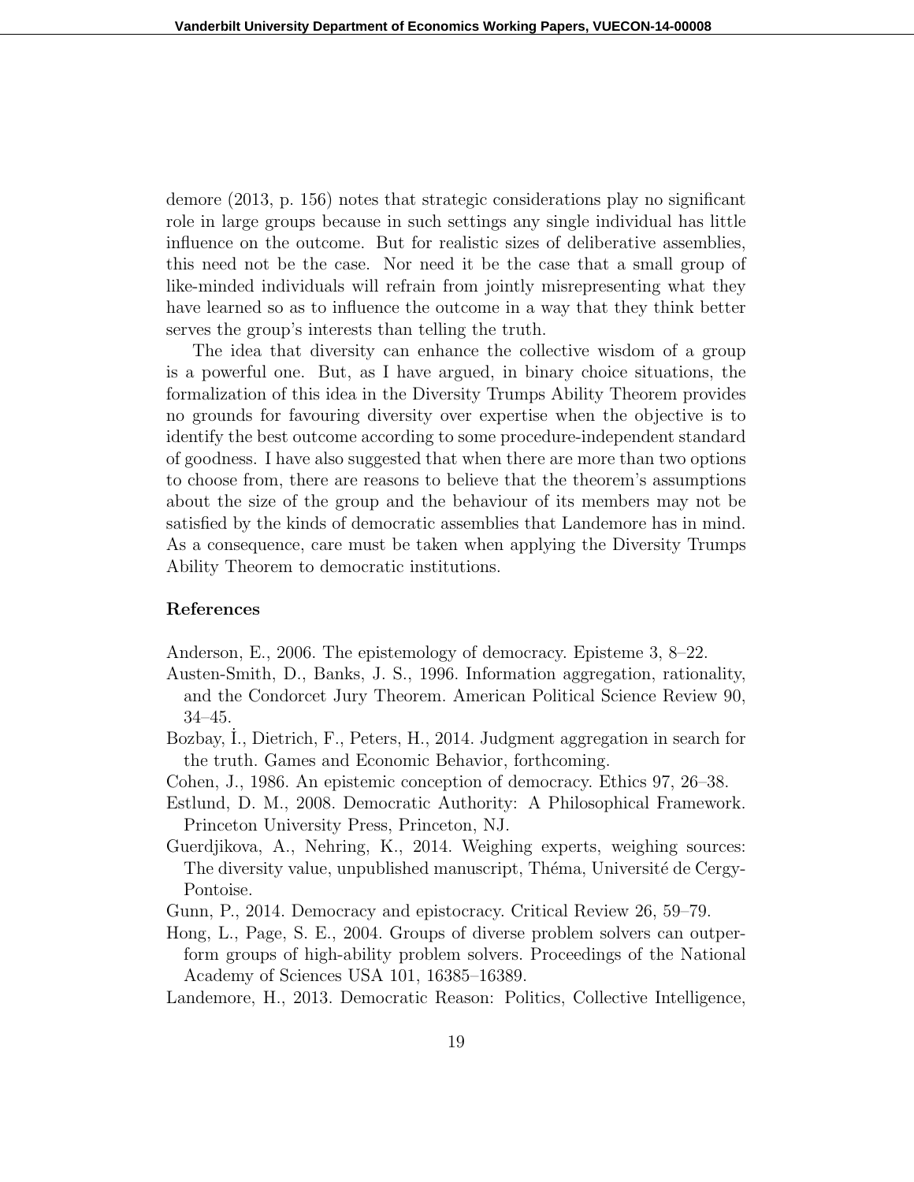demore (2013, p. 156) notes that strategic considerations play no significant role in large groups because in such settings any single individual has little influence on the outcome. But for realistic sizes of deliberative assemblies, this need not be the case. Nor need it be the case that a small group of like-minded individuals will refrain from jointly misrepresenting what they have learned so as to influence the outcome in a way that they think better serves the group's interests than telling the truth.

The idea that diversity can enhance the collective wisdom of a group is a powerful one. But, as I have argued, in binary choice situations, the formalization of this idea in the Diversity Trumps Ability Theorem provides no grounds for favouring diversity over expertise when the objective is to identify the best outcome according to some procedure-independent standard of goodness. I have also suggested that when there are more than two options to choose from, there are reasons to believe that the theorem's assumptions about the size of the group and the behaviour of its members may not be satisfied by the kinds of democratic assemblies that Landemore has in mind. As a consequence, care must be taken when applying the Diversity Trumps Ability Theorem to democratic institutions.

## References

Anderson, E., 2006. The epistemology of democracy. Episteme 3, 8–22.

Austen-Smith, D., Banks, J. S., 1996. Information aggregation, rationality, and the Condorcet Jury Theorem. American Political Science Review 90, 34–45.

Bozbay, İ., Dietrich, F., Peters, H., 2014. Judgment aggregation in search for the truth. Games and Economic Behavior, forthcoming.

Cohen, J., 1986. An epistemic conception of democracy. Ethics 97, 26–38.

Estlund, D. M., 2008. Democratic Authority: A Philosophical Framework. Princeton University Press, Princeton, NJ.

Guerdjikova, A., Nehring, K., 2014. Weighing experts, weighing sources: The diversity value, unpublished manuscript, Théma, Université de Cergy-Pontoise.

Gunn, P., 2014. Democracy and epistocracy. Critical Review 26, 59–79.

Hong, L., Page, S. E., 2004. Groups of diverse problem solvers can outperform groups of high-ability problem solvers. Proceedings of the National Academy of Sciences USA 101, 16385–16389.

Landemore, H., 2013. Democratic Reason: Politics, Collective Intelligence,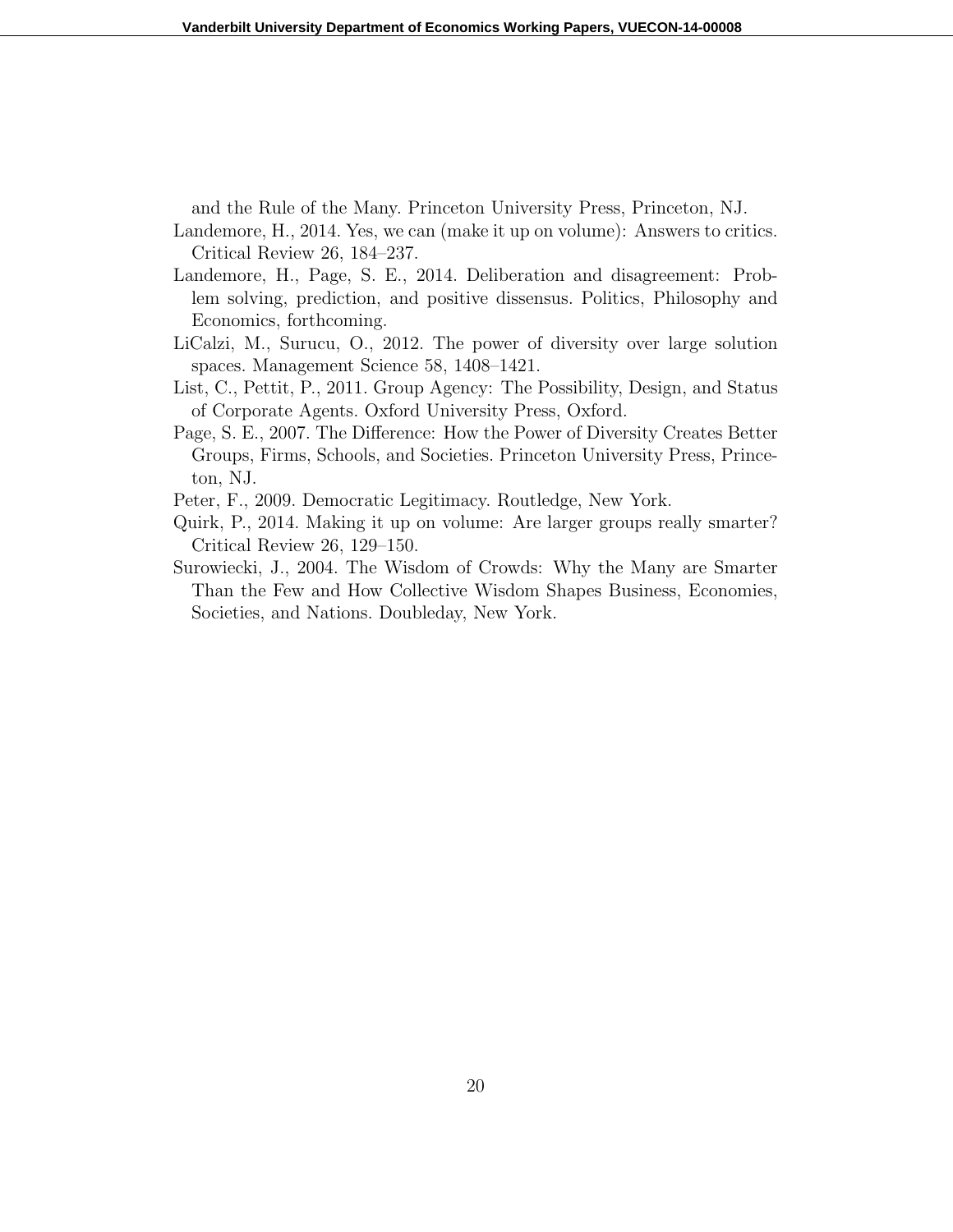and the Rule of the Many. Princeton University Press, Princeton, NJ.

Landemore, H., 2014. Yes, we can (make it up on volume): Answers to critics. Critical Review 26, 184–237.

Landemore, H., Page, S. E., 2014. Deliberation and disagreement: Problem solving, prediction, and positive dissensus. Politics, Philosophy and Economics, forthcoming.

LiCalzi, M., Surucu, O., 2012. The power of diversity over large solution spaces. Management Science 58, 1408–1421.

List, C., Pettit, P., 2011. Group Agency: The Possibility, Design, and Status of Corporate Agents. Oxford University Press, Oxford.

Page, S. E., 2007. The Difference: How the Power of Diversity Creates Better Groups, Firms, Schools, and Societies. Princeton University Press, Princeton, NJ.

Peter, F., 2009. Democratic Legitimacy. Routledge, New York.

Quirk, P., 2014. Making it up on volume: Are larger groups really smarter? Critical Review 26, 129–150.

Surowiecki, J., 2004. The Wisdom of Crowds: Why the Many are Smarter Than the Few and How Collective Wisdom Shapes Business, Economies, Societies, and Nations. Doubleday, New York.